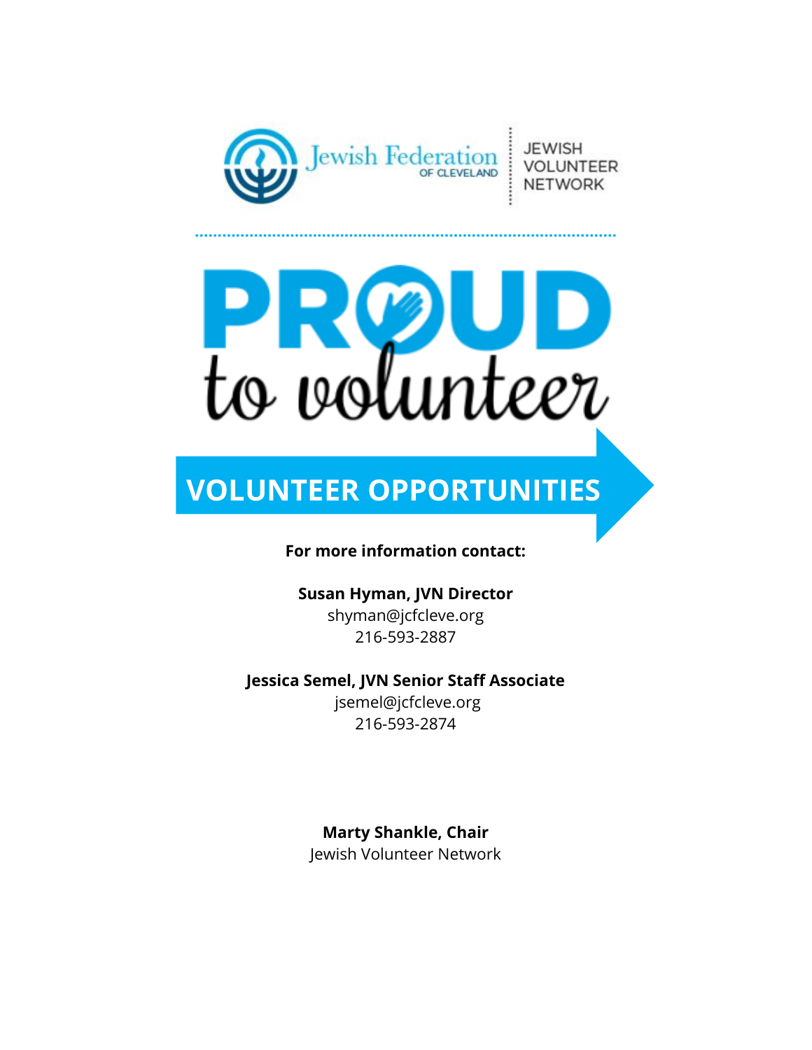Jewish Federation OF CLEVELAND | JEWISH VOLUNTEER NETWORK

# PROUD to volunteer

## VOLUNTEER OPPORTUNITIES

**For more information contact:**

**Susan Hyman, JVN Director**
shyman@jcfcleve.org
216-593-2887

**Jessica Semel, JVN Senior Staff Associate**
jsemel@jcfcleve.org
216-593-2874

**Marty Shankle, Chair**
Jewish Volunteer Network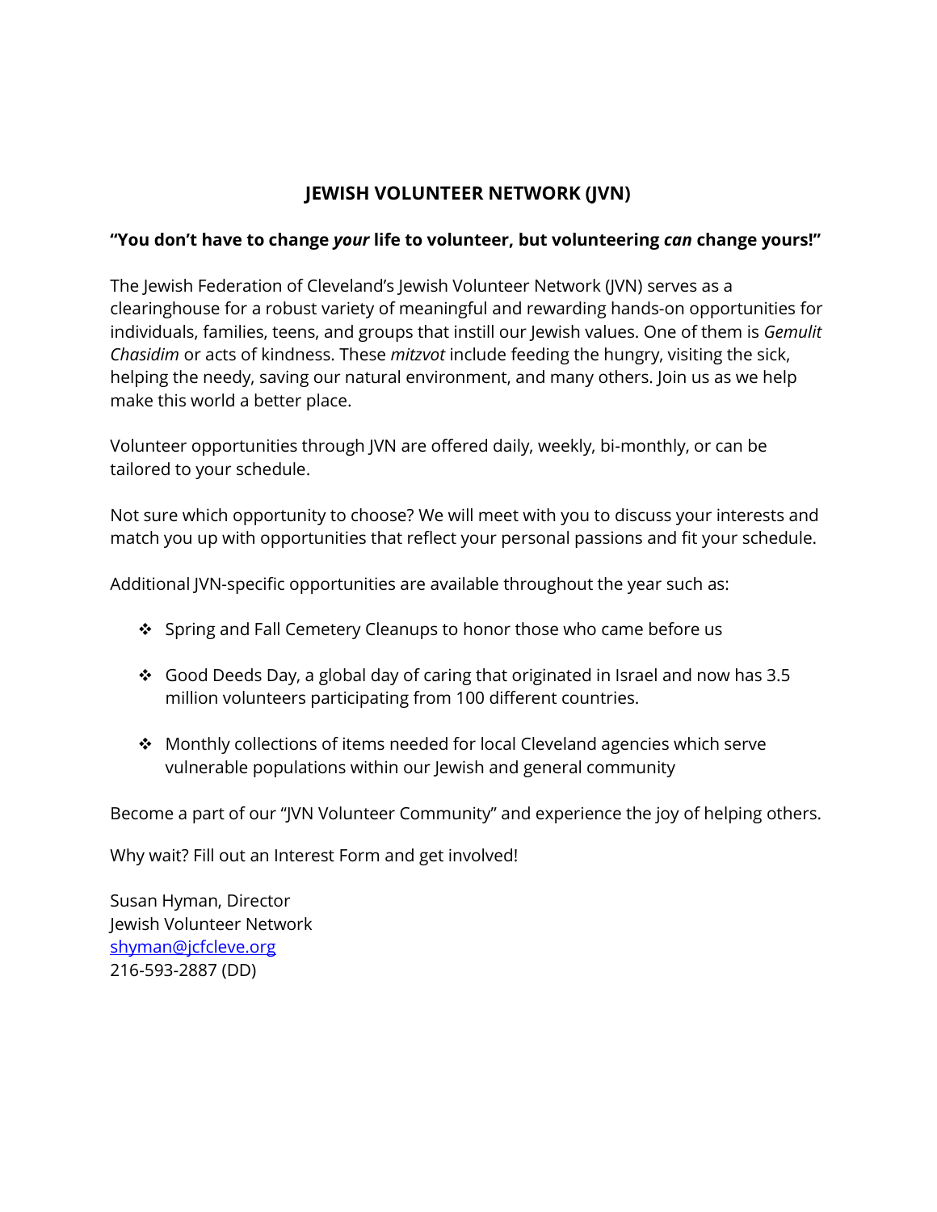## JEWISH VOLUNTEER NETWORK (JVN)

**"You don't have to change *your* life to volunteer, but volunteering *can* change yours!"**

The Jewish Federation of Cleveland's Jewish Volunteer Network (JVN) serves as a clearinghouse for a robust variety of meaningful and rewarding hands-on opportunities for individuals, families, teens, and groups that instill our Jewish values. One of them is *Gemulit Chasidim* or acts of kindness. These *mitzvot* include feeding the hungry, visiting the sick, helping the needy, saving our natural environment, and many others. Join us as we help make this world a better place.

Volunteer opportunities through JVN are offered daily, weekly, bi-monthly, or can be tailored to your schedule.

Not sure which opportunity to choose? We will meet with you to discuss your interests and match you up with opportunities that reflect your personal passions and fit your schedule.

Additional JVN-specific opportunities are available throughout the year such as:

- Spring and Fall Cemetery Cleanups to honor those who came before us
- Good Deeds Day, a global day of caring that originated in Israel and now has 3.5 million volunteers participating from 100 different countries.
- Monthly collections of items needed for local Cleveland agencies which serve vulnerable populations within our Jewish and general community

Become a part of our "JVN Volunteer Community" and experience the joy of helping others.

Why wait? Fill out an Interest Form and get involved!

Susan Hyman, Director
Jewish Volunteer Network
shyman@jcfcleve.org
216-593-2887 (DD)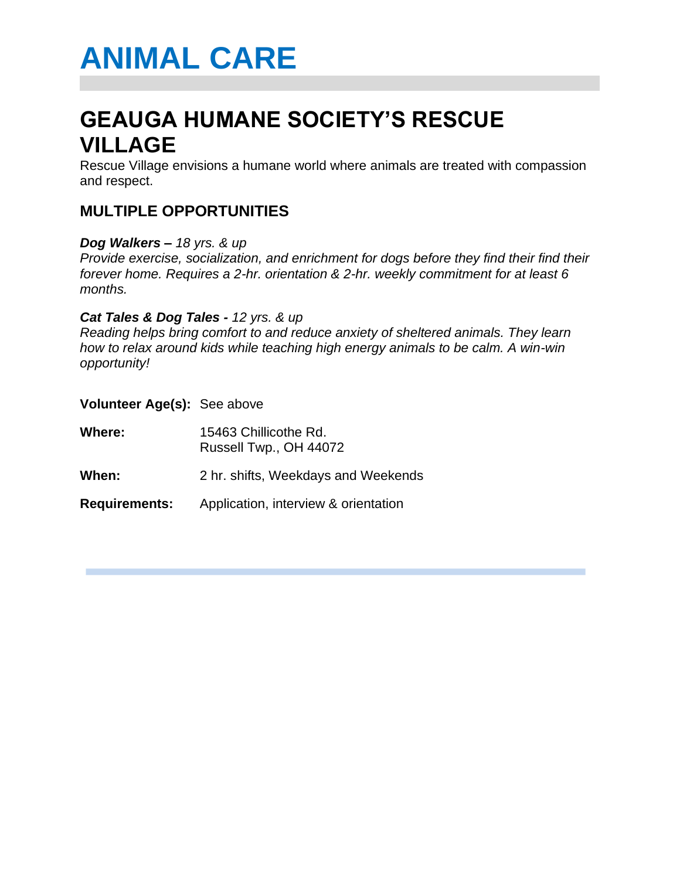# ANIMAL CARE

## GEAUGA HUMANE SOCIETY'S RESCUE VILLAGE

Rescue Village envisions a humane world where animals are treated with compassion and respect.

### MULTIPLE OPPORTUNITIES

***Dog Walkers –*** *18 yrs. & up*
*Provide exercise, socialization, and enrichment for dogs before they find their find their forever home. Requires a 2-hr. orientation & 2-hr. weekly commitment for at least 6 months.*

***Cat Tales & Dog Tales -*** *12 yrs. & up*
*Reading helps bring comfort to and reduce anxiety of sheltered animals. They learn how to relax around kids while teaching high energy animals to be calm. A win-win opportunity!*

**Volunteer Age(s):** See above

**Where:** 15463 Chillicothe Rd.
Russell Twp., OH 44072

**When:** 2 hr. shifts, Weekdays and Weekends

**Requirements:** Application, interview & orientation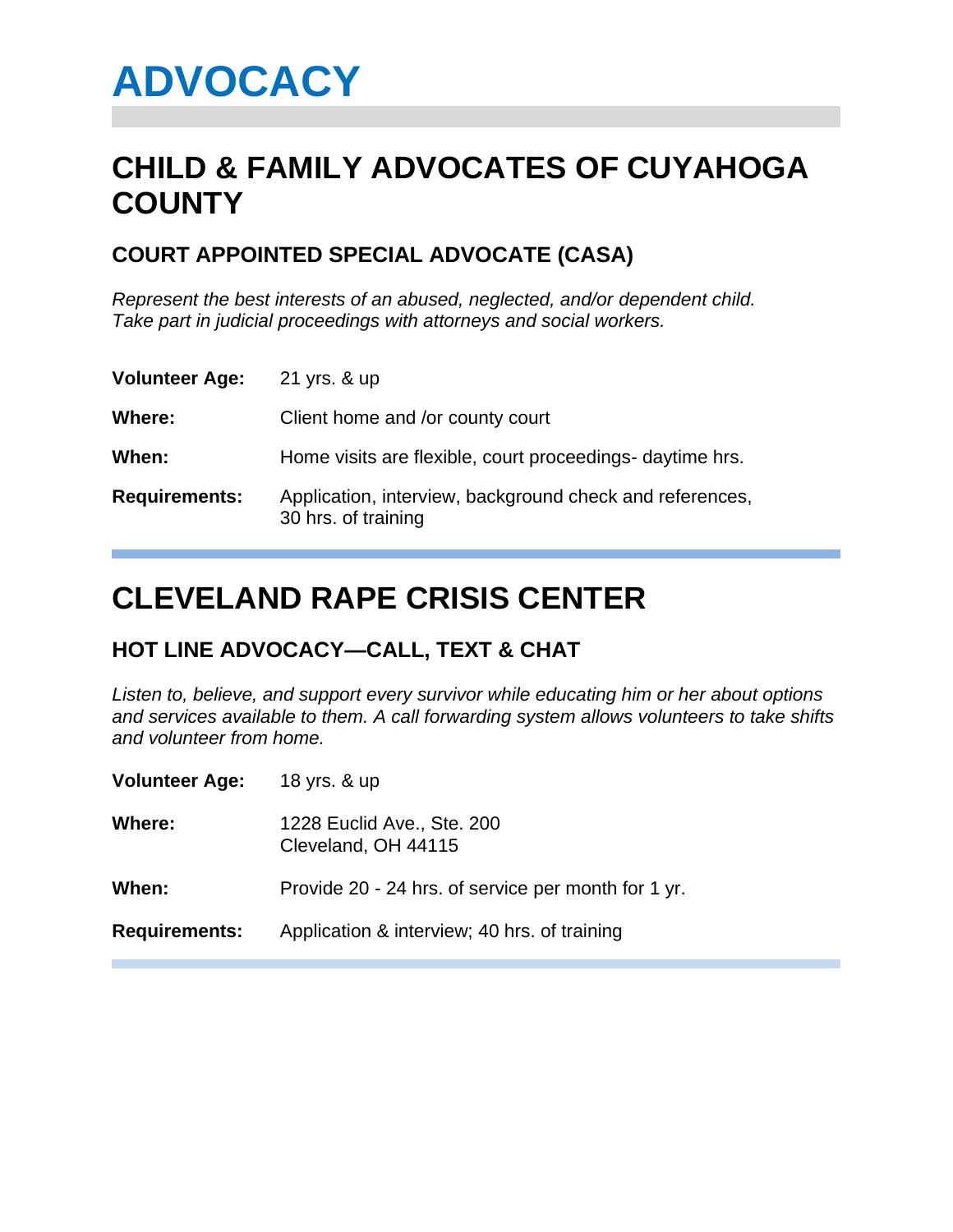# ADVOCACY

## CHILD & FAMILY ADVOCATES OF CUYAHOGA COUNTY

### COURT APPOINTED SPECIAL ADVOCATE (CASA)

*Represent the best interests of an abused, neglected, and/or dependent child. Take part in judicial proceedings with attorneys and social workers.*

**Volunteer Age:** 21 yrs. & up

**Where:** Client home and /or county court

**When:** Home visits are flexible, court proceedings- daytime hrs.

**Requirements:** Application, interview, background check and references, 30 hrs. of training

## CLEVELAND RAPE CRISIS CENTER

### HOT LINE ADVOCACY—CALL, TEXT & CHAT

*Listen to, believe, and support every survivor while educating him or her about options and services available to them. A call forwarding system allows volunteers to take shifts and volunteer from home.*

**Volunteer Age:** 18 yrs. & up

**Where:** 1228 Euclid Ave., Ste. 200
Cleveland, OH 44115

**When:** Provide 20 - 24 hrs. of service per month for 1 yr.

**Requirements:** Application & interview; 40 hrs. of training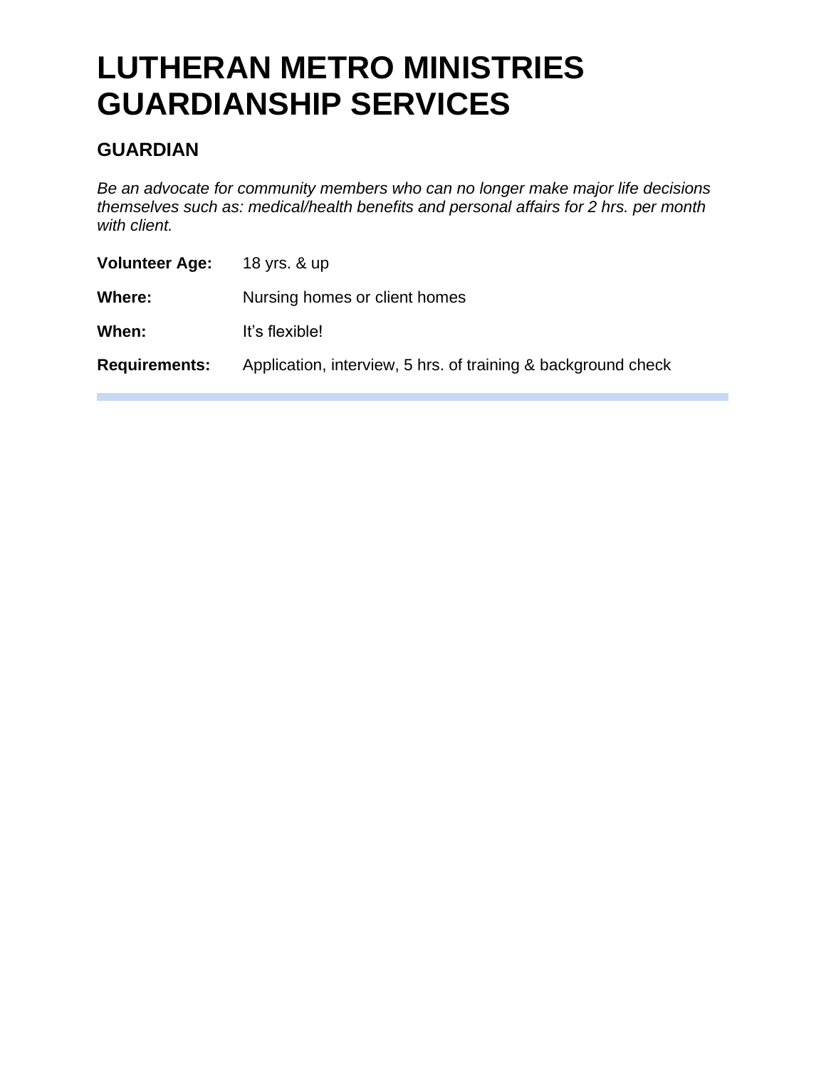# LUTHERAN METRO MINISTRIES GUARDIANSHIP SERVICES

## GUARDIAN

*Be an advocate for community members who can no longer make major life decisions themselves such as: medical/health benefits and personal affairs for 2 hrs. per month with client.*

**Volunteer Age:** 18 yrs. & up

**Where:** Nursing homes or client homes

**When:** It's flexible!

**Requirements:** Application, interview, 5 hrs. of training & background check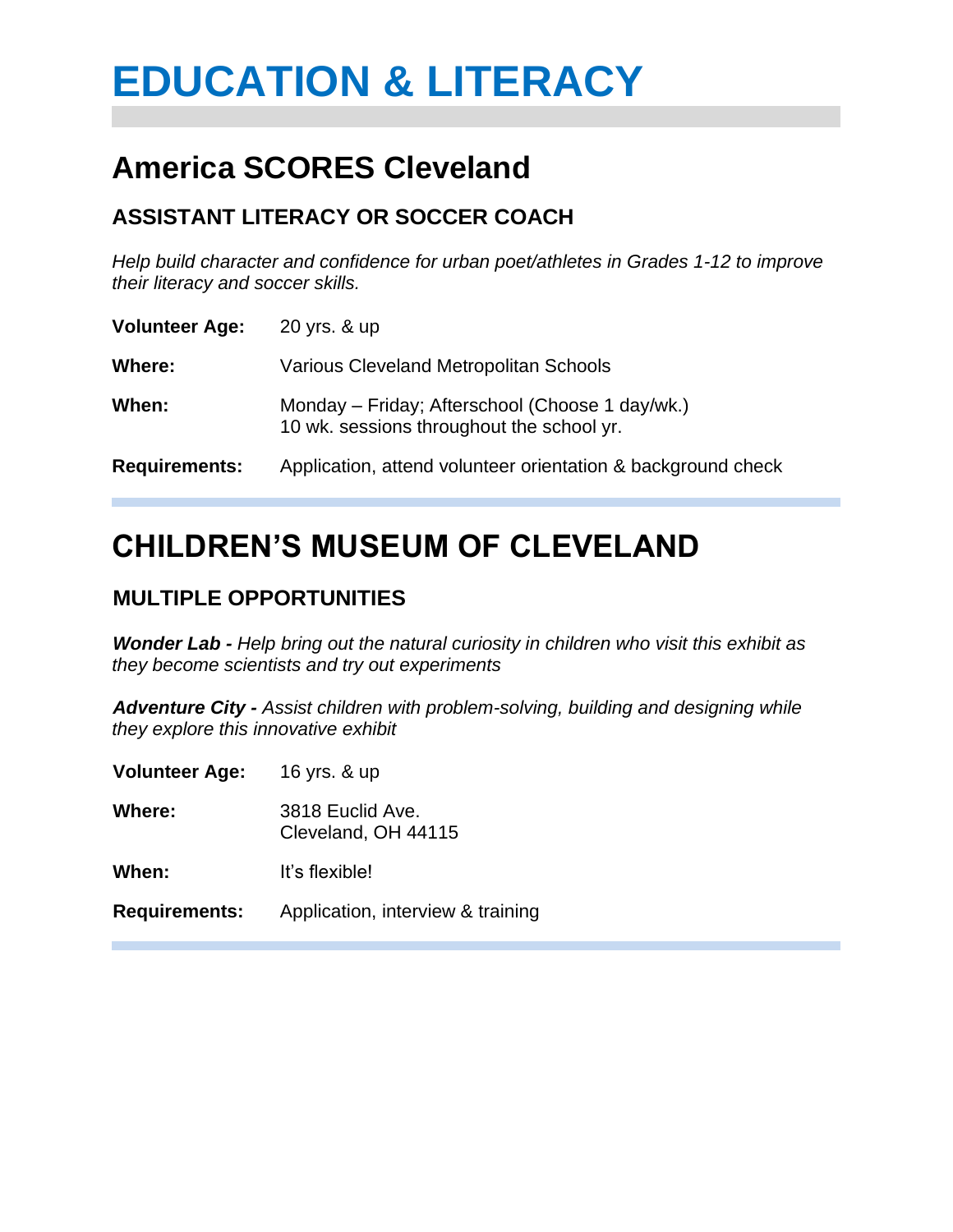# EDUCATION & LITERACY

## America SCORES Cleveland

### ASSISTANT LITERACY OR SOCCER COACH

*Help build character and confidence for urban poet/athletes in Grades 1-12 to improve their literacy and soccer skills.*

**Volunteer Age:** 20 yrs. & up

**Where:** Various Cleveland Metropolitan Schools

**When:** Monday – Friday; Afterschool (Choose 1 day/wk.)
10 wk. sessions throughout the school yr.

**Requirements:** Application, attend volunteer orientation & background check

## CHILDREN'S MUSEUM OF CLEVELAND

### MULTIPLE OPPORTUNITIES

***Wonder Lab -*** *Help bring out the natural curiosity in children who visit this exhibit as they become scientists and try out experiments*

***Adventure City -*** *Assist children with problem-solving, building and designing while they explore this innovative exhibit*

**Volunteer Age:** 16 yrs. & up

**Where:** 3818 Euclid Ave.
Cleveland, OH 44115

**When:** It's flexible!

**Requirements:** Application, interview & training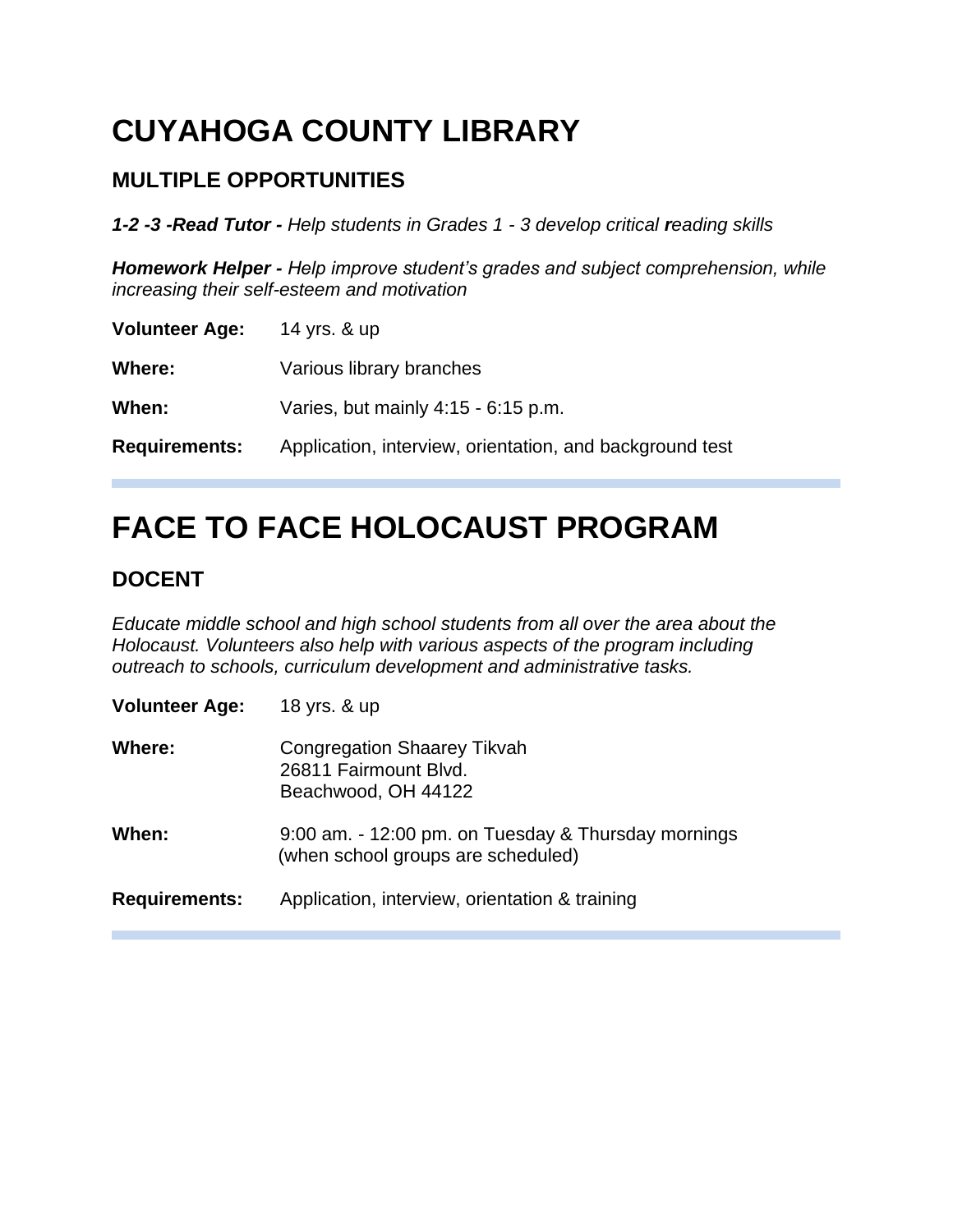# CUYAHOGA COUNTY LIBRARY

## MULTIPLE OPPORTUNITIES

***1-2 -3 -Read Tutor -*** *Help students in Grades 1 - 3 develop critical **r**eading skills*

***Homework Helper -*** *Help improve student's grades and subject comprehension, while increasing their self-esteem and motivation*

**Volunteer Age:** 14 yrs. & up

**Where:** Various library branches

**When:** Varies, but mainly 4:15 - 6:15 p.m.

**Requirements:** Application, interview, orientation, and background test

---

# FACE TO FACE HOLOCAUST PROGRAM

## DOCENT

*Educate middle school and high school students from all over the area about the Holocaust. Volunteers also help with various aspects of the program including outreach to schools, curriculum development and administrative tasks.*

**Volunteer Age:** 18 yrs. & up

**Where:** Congregation Shaarey Tikvah
26811 Fairmount Blvd.
Beachwood, OH 44122

**When:** 9:00 am. - 12:00 pm. on Tuesday & Thursday mornings (when school groups are scheduled)

**Requirements:** Application, interview, orientation & training

---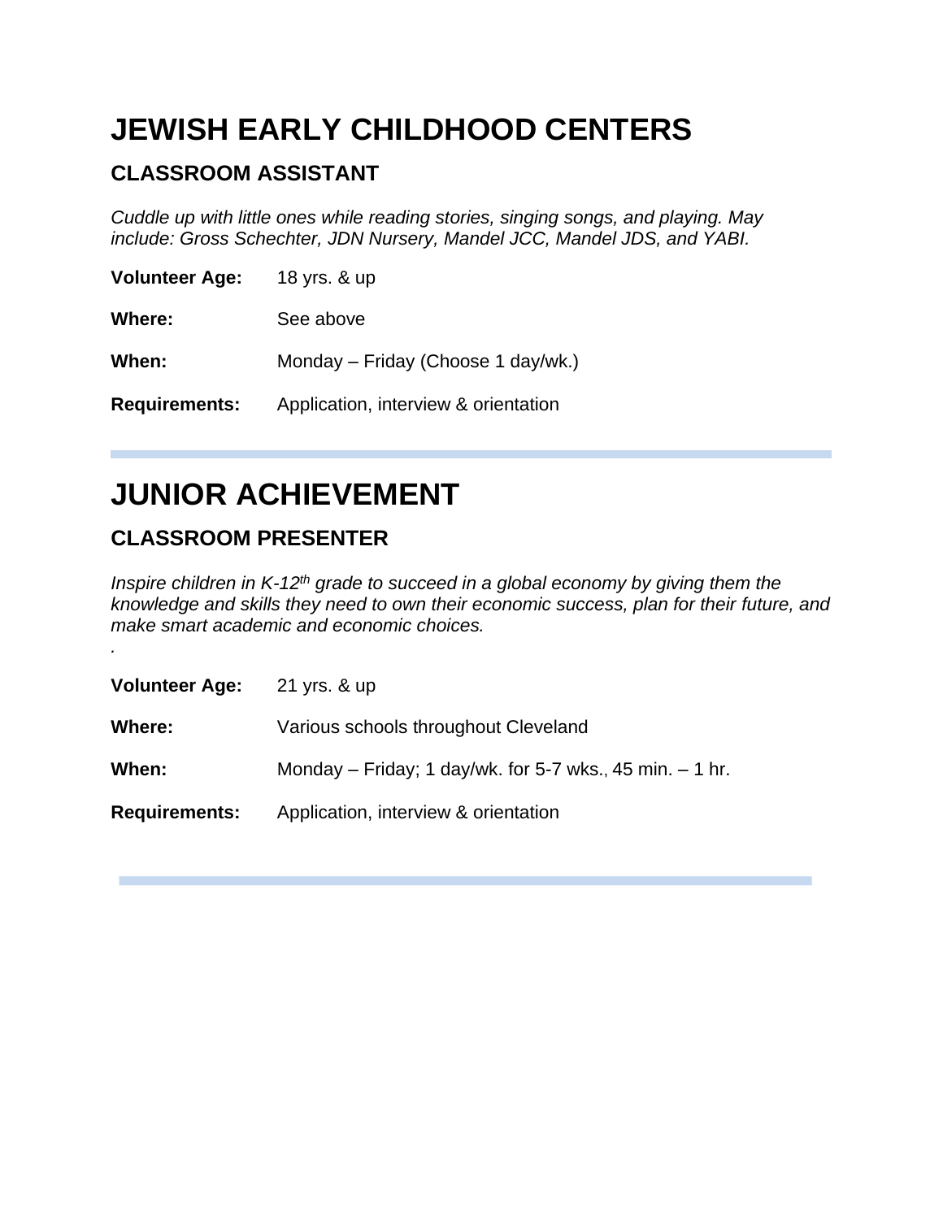# JEWISH EARLY CHILDHOOD CENTERS

## CLASSROOM ASSISTANT

*Cuddle up with little ones while reading stories, singing songs, and playing. May include: Gross Schechter, JDN Nursery, Mandel JCC, Mandel JDS, and YABI.*

**Volunteer Age:** 18 yrs. & up

**Where:** See above

**When:** Monday – Friday (Choose 1 day/wk.)

**Requirements:** Application, interview & orientation

---

# JUNIOR ACHIEVEMENT

## CLASSROOM PRESENTER

*Inspire children in K-12th grade to succeed in a global economy by giving them the knowledge and skills they need to own their economic success, plan for their future, and make smart academic and economic choices.*

.

**Volunteer Age:** 21 yrs. & up

**Where:** Various schools throughout Cleveland

**When:** Monday – Friday; 1 day/wk. for 5-7 wks., 45 min. – 1 hr.

**Requirements:** Application, interview & orientation

---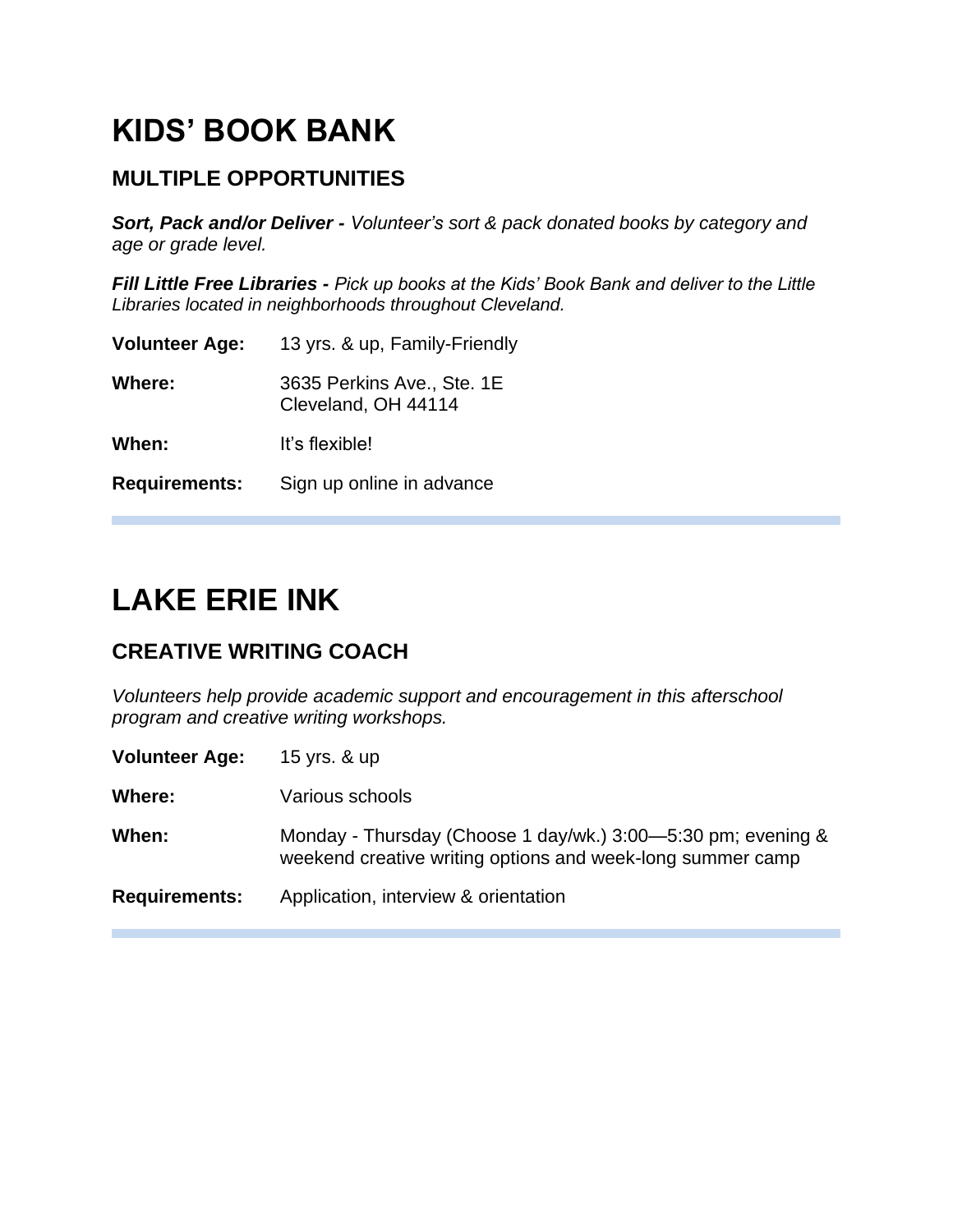# KIDS' BOOK BANK

## MULTIPLE OPPORTUNITIES

***Sort, Pack and/or Deliver -*** *Volunteer's sort & pack donated books by category and age or grade level.*

***Fill Little Free Libraries -*** *Pick up books at the Kids' Book Bank and deliver to the Little Libraries located in neighborhoods throughout Cleveland.*

**Volunteer Age:** 13 yrs. & up, Family-Friendly

**Where:** 3635 Perkins Ave., Ste. 1E
Cleveland, OH 44114

**When:** It's flexible!

**Requirements:** Sign up online in advance

---

# LAKE ERIE INK

## CREATIVE WRITING COACH

*Volunteers help provide academic support and encouragement in this afterschool program and creative writing workshops.*

**Volunteer Age:** 15 yrs. & up

**Where:** Various schools

**When:** Monday - Thursday (Choose 1 day/wk.) 3:00—5:30 pm; evening & weekend creative writing options and week-long summer camp

**Requirements:** Application, interview & orientation

---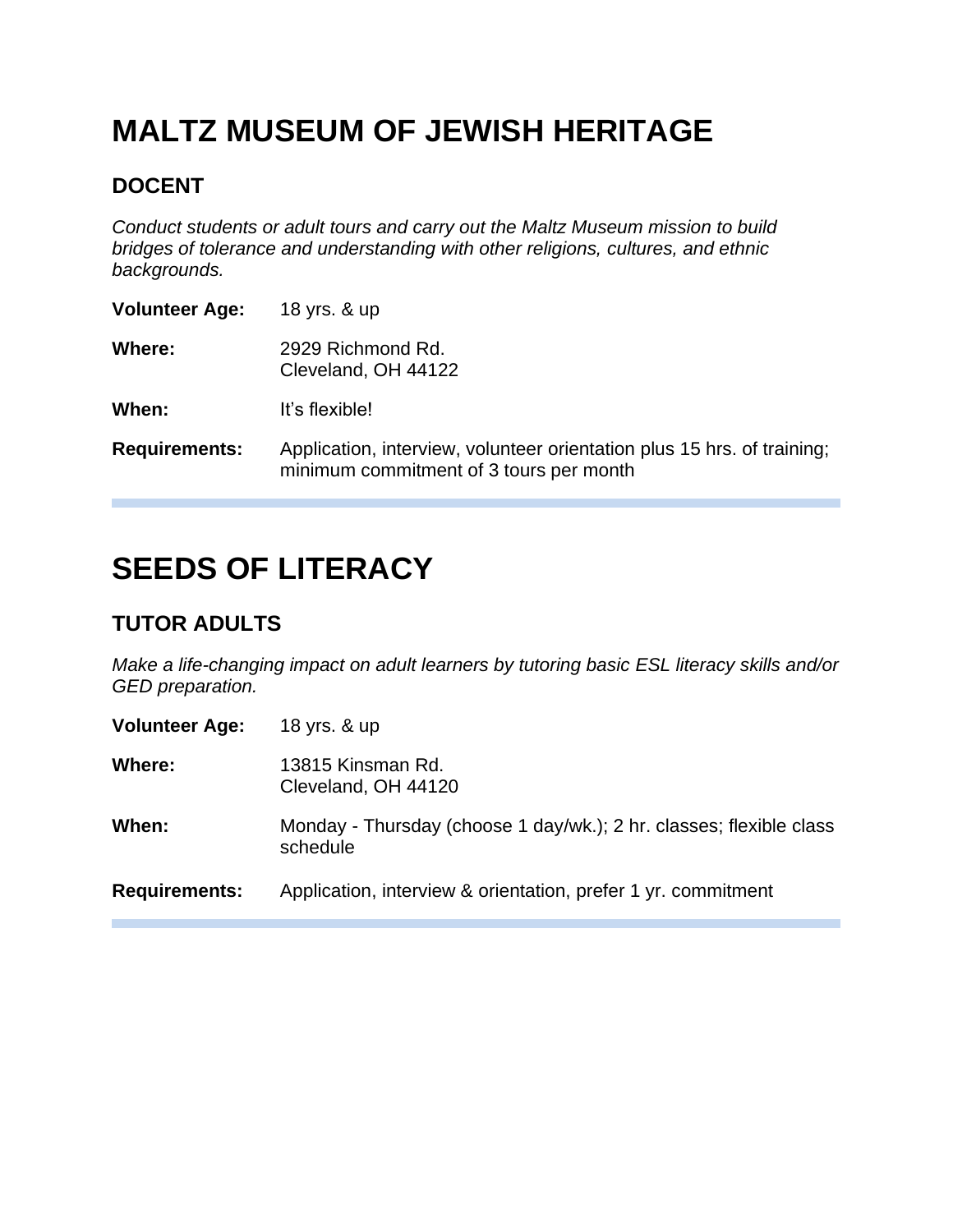# MALTZ MUSEUM OF JEWISH HERITAGE

## DOCENT

*Conduct students or adult tours and carry out the Maltz Museum mission to build bridges of tolerance and understanding with other religions, cultures, and ethnic backgrounds.*

**Volunteer Age:** 18 yrs. & up

**Where:** 2929 Richmond Rd.
Cleveland, OH 44122

**When:** It's flexible!

**Requirements:** Application, interview, volunteer orientation plus 15 hrs. of training; minimum commitment of 3 tours per month

---

# SEEDS OF LITERACY

## TUTOR ADULTS

*Make a life-changing impact on adult learners by tutoring basic ESL literacy skills and/or GED preparation.*

**Volunteer Age:** 18 yrs. & up

**Where:** 13815 Kinsman Rd.
Cleveland, OH 44120

**When:** Monday - Thursday (choose 1 day/wk.); 2 hr. classes; flexible class schedule

**Requirements:** Application, interview & orientation, prefer 1 yr. commitment

---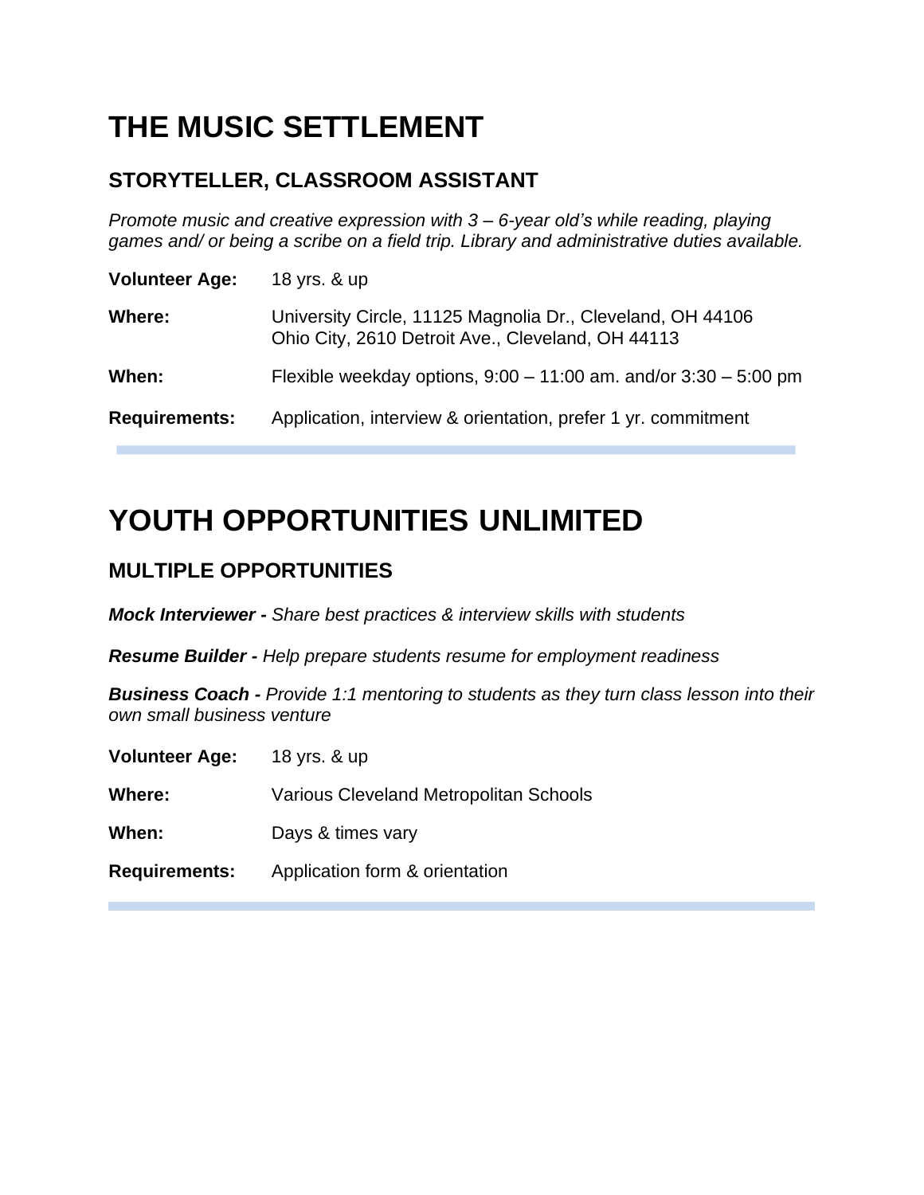# THE MUSIC SETTLEMENT

## STORYTELLER, CLASSROOM ASSISTANT

*Promote music and creative expression with 3 – 6-year old's while reading, playing games and/ or being a scribe on a field trip. Library and administrative duties available.*

**Volunteer Age:** 18 yrs. & up

**Where:** University Circle, 11125 Magnolia Dr., Cleveland, OH 44106
Ohio City, 2610 Detroit Ave., Cleveland, OH 44113

**When:** Flexible weekday options, 9:00 – 11:00 am. and/or 3:30 – 5:00 pm

**Requirements:** Application, interview & orientation, prefer 1 yr. commitment

---

# YOUTH OPPORTUNITIES UNLIMITED

## MULTIPLE OPPORTUNITIES

***Mock Interviewer -*** *Share best practices & interview skills with students*

***Resume Builder -*** *Help prepare students resume for employment readiness*

***Business Coach -*** *Provide 1:1 mentoring to students as they turn class lesson into their own small business venture*

**Volunteer Age:** 18 yrs. & up

**Where:** Various Cleveland Metropolitan Schools

**When:** Days & times vary

**Requirements:** Application form & orientation

---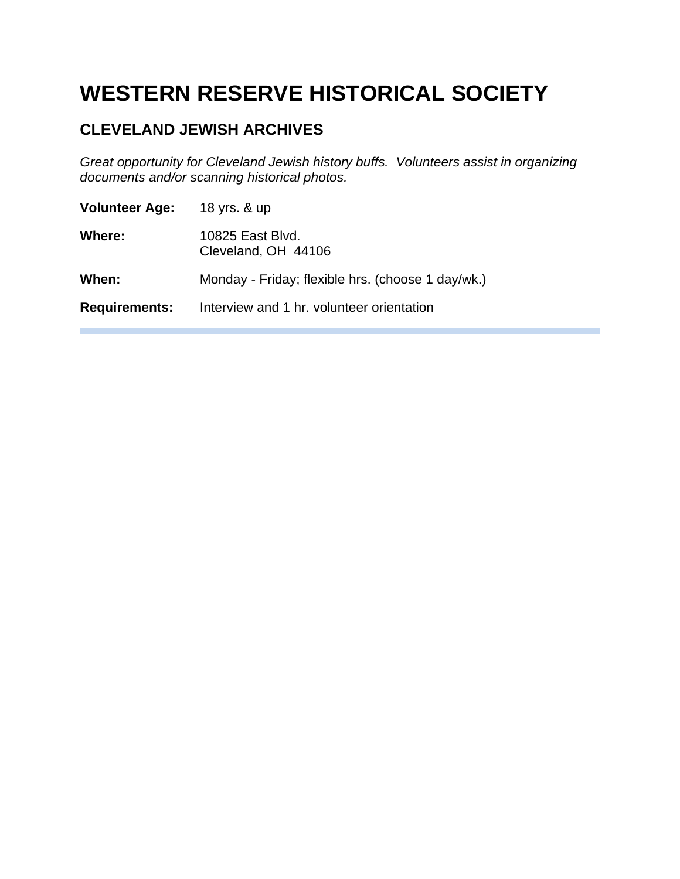# WESTERN RESERVE HISTORICAL SOCIETY

## CLEVELAND JEWISH ARCHIVES

*Great opportunity for Cleveland Jewish history buffs. Volunteers assist in organizing documents and/or scanning historical photos.*

**Volunteer Age:** 18 yrs. & up

**Where:** 10825 East Blvd.
Cleveland, OH 44106

**When:** Monday - Friday; flexible hrs. (choose 1 day/wk.)

**Requirements:** Interview and 1 hr. volunteer orientation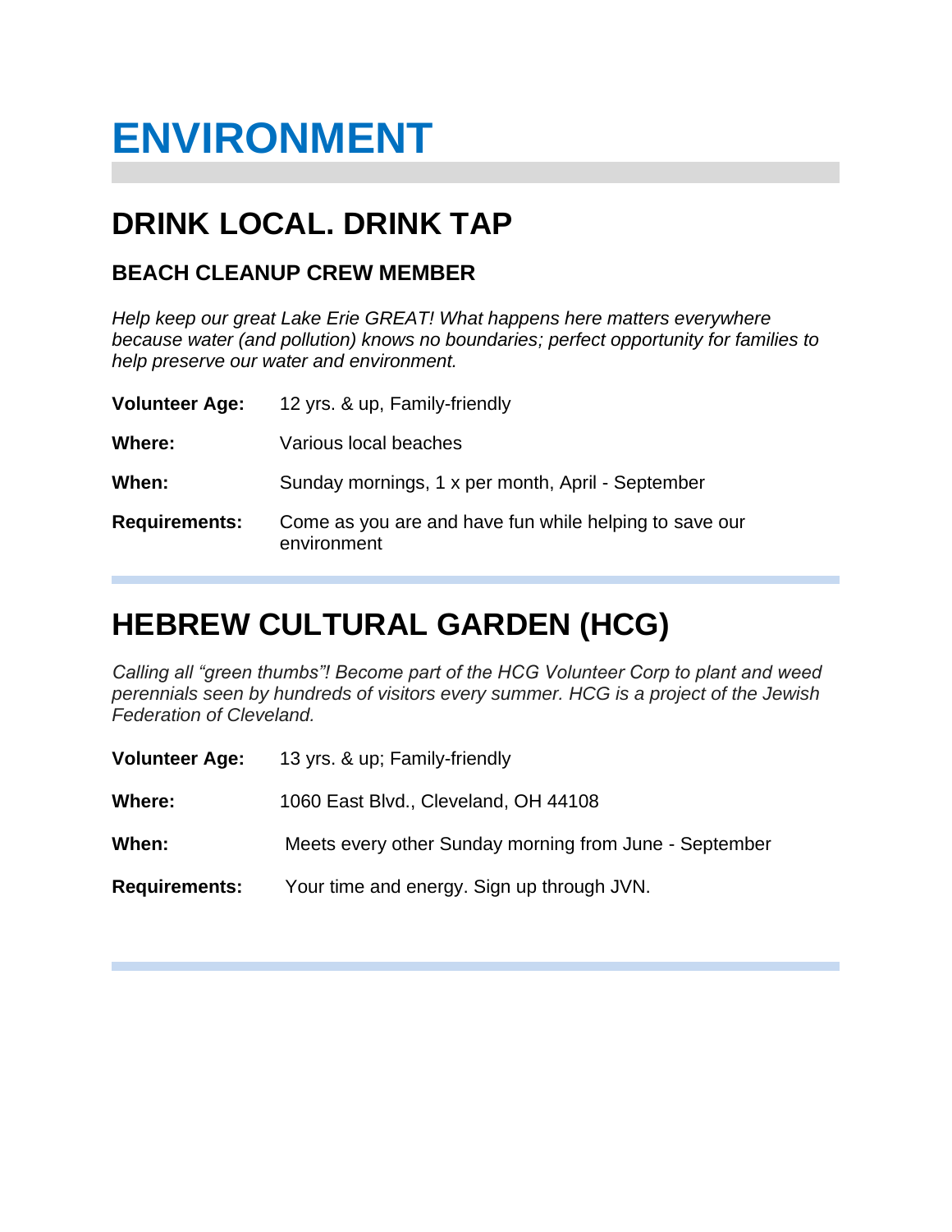# ENVIRONMENT

## DRINK LOCAL. DRINK TAP

### BEACH CLEANUP CREW MEMBER

*Help keep our great Lake Erie GREAT! What happens here matters everywhere because water (and pollution) knows no boundaries; perfect opportunity for families to help preserve our water and environment.*

**Volunteer Age:** 12 yrs. & up, Family-friendly

**Where:** Various local beaches

**When:** Sunday mornings, 1 x per month, April - September

**Requirements:** Come as you are and have fun while helping to save our environment

## HEBREW CULTURAL GARDEN (HCG)

*Calling all "green thumbs"! Become part of the HCG Volunteer Corp to plant and weed perennials seen by hundreds of visitors every summer. HCG is a project of the Jewish Federation of Cleveland.*

**Volunteer Age:** 13 yrs. & up; Family-friendly

**Where:** 1060 East Blvd., Cleveland, OH 44108

**When:** Meets every other Sunday morning from June - September

**Requirements:** Your time and energy. Sign up through JVN.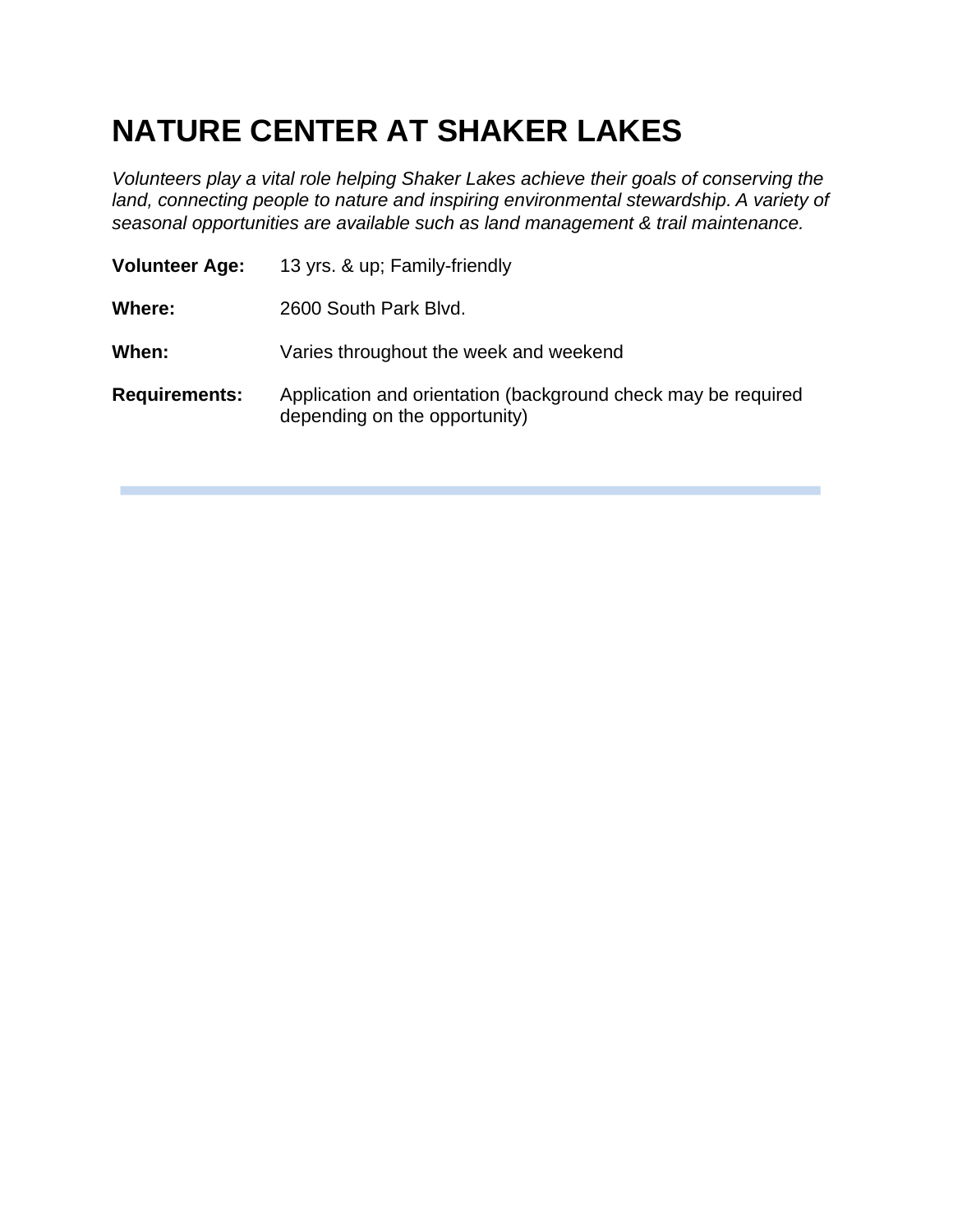# NATURE CENTER AT SHAKER LAKES

*Volunteers play a vital role helping Shaker Lakes achieve their goals of conserving the land, connecting people to nature and inspiring environmental stewardship. A variety of seasonal opportunities are available such as land management & trail maintenance.*

**Volunteer Age:** 13 yrs. & up; Family-friendly

**Where:** 2600 South Park Blvd.

**When:** Varies throughout the week and weekend

**Requirements:** Application and orientation (background check may be required depending on the opportunity)

---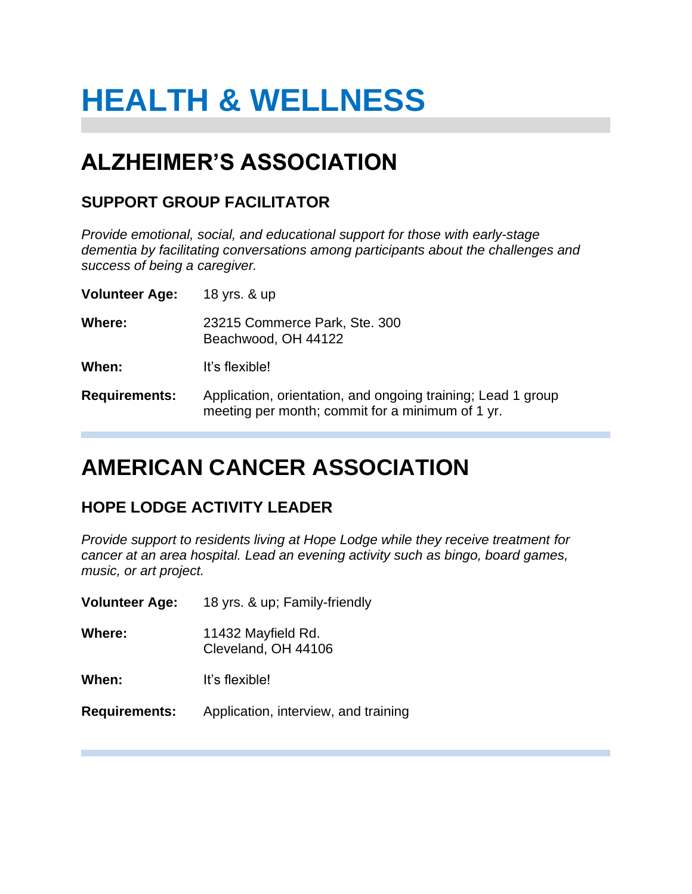# HEALTH & WELLNESS

## ALZHEIMER'S ASSOCIATION

### SUPPORT GROUP FACILITATOR

*Provide emotional, social, and educational support for those with early-stage dementia by facilitating conversations among participants about the challenges and success of being a caregiver.*

**Volunteer Age:** 18 yrs. & up

**Where:** 23215 Commerce Park, Ste. 300
Beachwood, OH 44122

**When:** It's flexible!

**Requirements:** Application, orientation, and ongoing training; Lead 1 group meeting per month; commit for a minimum of 1 yr.

## AMERICAN CANCER ASSOCIATION

### HOPE LODGE ACTIVITY LEADER

*Provide support to residents living at Hope Lodge while they receive treatment for cancer at an area hospital. Lead an evening activity such as bingo, board games, music, or art project.*

**Volunteer Age:** 18 yrs. & up; Family-friendly

**Where:** 11432 Mayfield Rd.
Cleveland, OH 44106

**When:** It's flexible!

**Requirements:** Application, interview, and training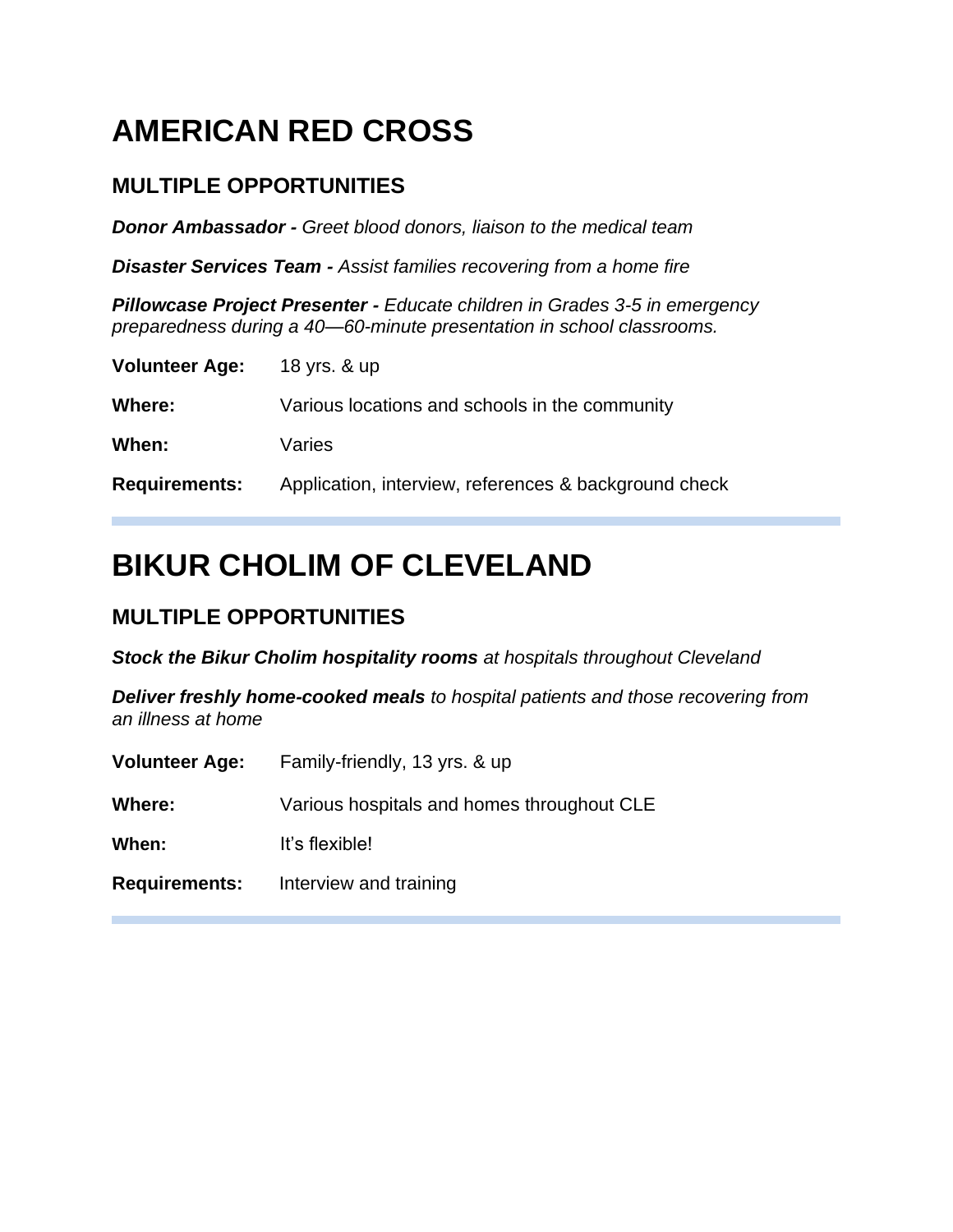# AMERICAN RED CROSS

## MULTIPLE OPPORTUNITIES

***Donor Ambassador -*** *Greet blood donors, liaison to the medical team*

***Disaster Services Team -*** *Assist families recovering from a home fire*

***Pillowcase Project Presenter -*** *Educate children in Grades 3-5 in emergency preparedness during a 40—60-minute presentation in school classrooms.*

**Volunteer Age:** 18 yrs. & up

**Where:** Various locations and schools in the community

**When:** Varies

**Requirements:** Application, interview, references & background check

---

# BIKUR CHOLIM OF CLEVELAND

## MULTIPLE OPPORTUNITIES

***Stock the Bikur Cholim hospitality rooms*** *at hospitals throughout Cleveland*

***Deliver freshly home-cooked meals*** *to hospital patients and those recovering from an illness at home*

**Volunteer Age:** Family-friendly, 13 yrs. & up

**Where:** Various hospitals and homes throughout CLE

**When:** It's flexible!

**Requirements:** Interview and training

---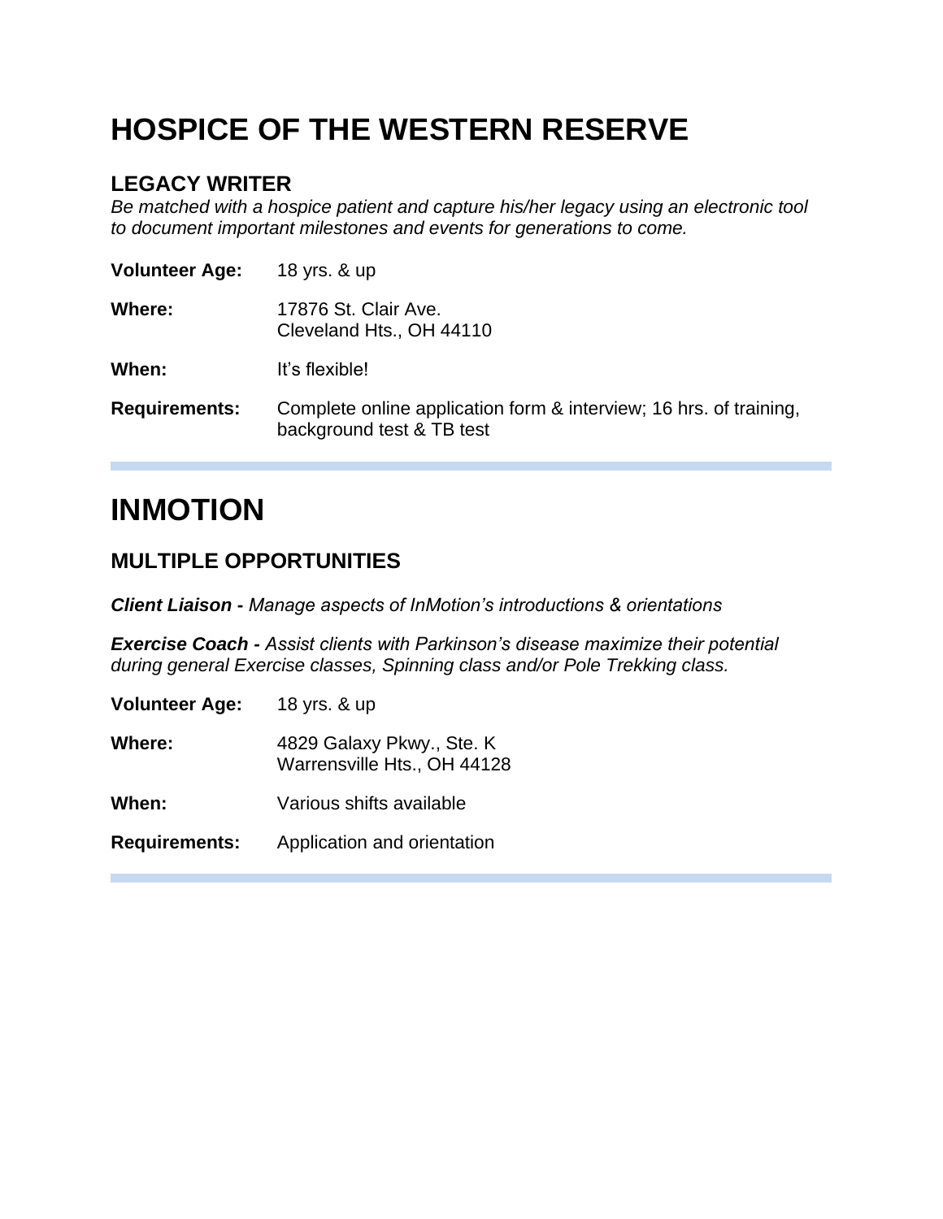# HOSPICE OF THE WESTERN RESERVE

## LEGACY WRITER

*Be matched with a hospice patient and capture his/her legacy using an electronic tool to document important milestones and events for generations to come.*

**Volunteer Age:** 18 yrs. & up

**Where:** 17876 St. Clair Ave.
Cleveland Hts., OH 44110

**When:** It's flexible!

**Requirements:** Complete online application form & interview; 16 hrs. of training, background test & TB test

---

# INMOTION

## MULTIPLE OPPORTUNITIES

***Client Liaison** - Manage aspects of InMotion's introductions & orientations*

***Exercise Coach** - Assist clients with Parkinson's disease maximize their potential during general Exercise classes, Spinning class and/or Pole Trekking class.*

**Volunteer Age:** 18 yrs. & up

**Where:** 4829 Galaxy Pkwy., Ste. K
Warrensville Hts., OH 44128

**When:** Various shifts available

**Requirements:** Application and orientation

---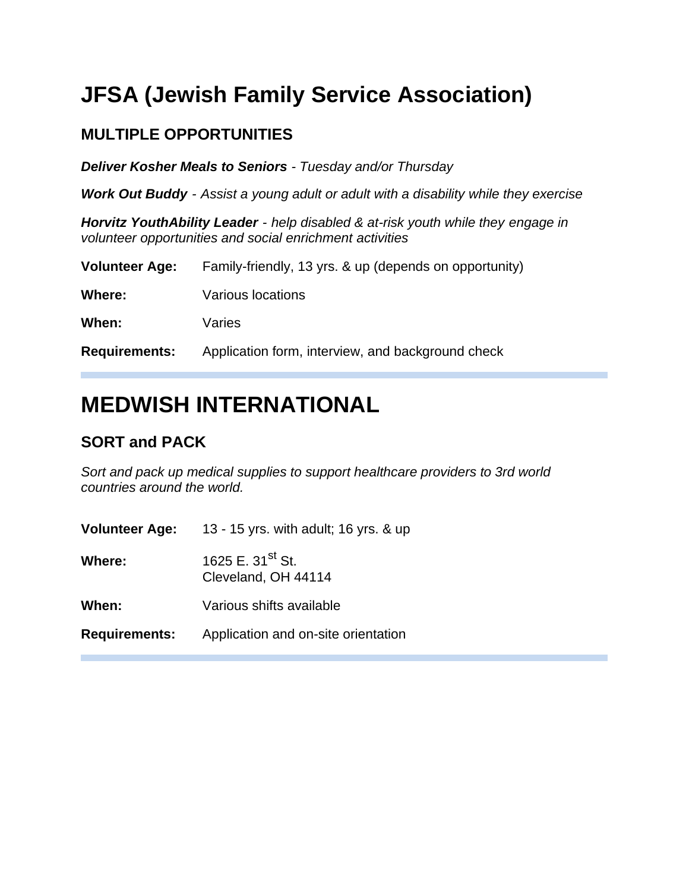# JFSA (Jewish Family Service Association)

## MULTIPLE OPPORTUNITIES

***Deliver Kosher Meals to Seniors*** *- Tuesday and/or Thursday*

***Work Out Buddy*** *- Assist a young adult or adult with a disability while they exercise*

***Horvitz YouthAbility Leader*** *- help disabled & at-risk youth while they engage in volunteer opportunities and social enrichment activities*

| | |
|---|---|
| **Volunteer Age:** | Family-friendly, 13 yrs. & up (depends on opportunity) |
| **Where:** | Various locations |
| **When:** | Varies |
| **Requirements:** | Application form, interview, and background check |

---

# MEDWISH INTERNATIONAL

## SORT and PACK

*Sort and pack up medical supplies to support healthcare providers to 3rd world countries around the world.*

| | |
|---|---|
| **Volunteer Age:** | 13 - 15 yrs. with adult; 16 yrs. & up |
| **Where:** | 1625 E. 31st St.<br>Cleveland, OH 44114 |
| **When:** | Various shifts available |
| **Requirements:** | Application and on-site orientation |

---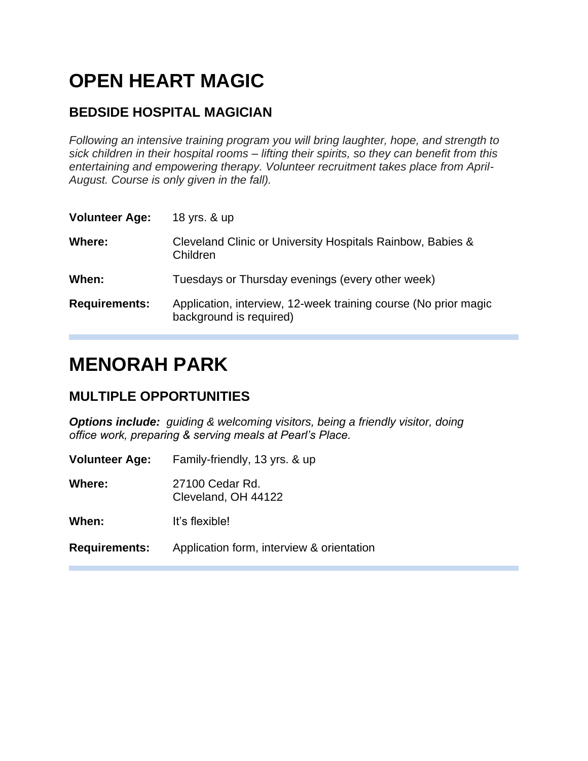# OPEN HEART MAGIC

## BEDSIDE HOSPITAL MAGICIAN

*Following an intensive training program you will bring laughter, hope, and strength to sick children in their hospital rooms – lifting their spirits, so they can benefit from this entertaining and empowering therapy. Volunteer recruitment takes place from April-August. Course is only given in the fall).*

**Volunteer Age:** 18 yrs. & up

**Where:** Cleveland Clinic or University Hospitals Rainbow, Babies & Children

**When:** Tuesdays or Thursday evenings (every other week)

**Requirements:** Application, interview, 12-week training course (No prior magic background is required)

---

# MENORAH PARK

## MULTIPLE OPPORTUNITIES

***Options include:*** *guiding & welcoming visitors, being a friendly visitor, doing office work, preparing & serving meals at Pearl's Place.*

**Volunteer Age:** Family-friendly, 13 yrs. & up

**Where:** 27100 Cedar Rd.
Cleveland, OH 44122

**When:** It's flexible!

**Requirements:** Application form, interview & orientation

---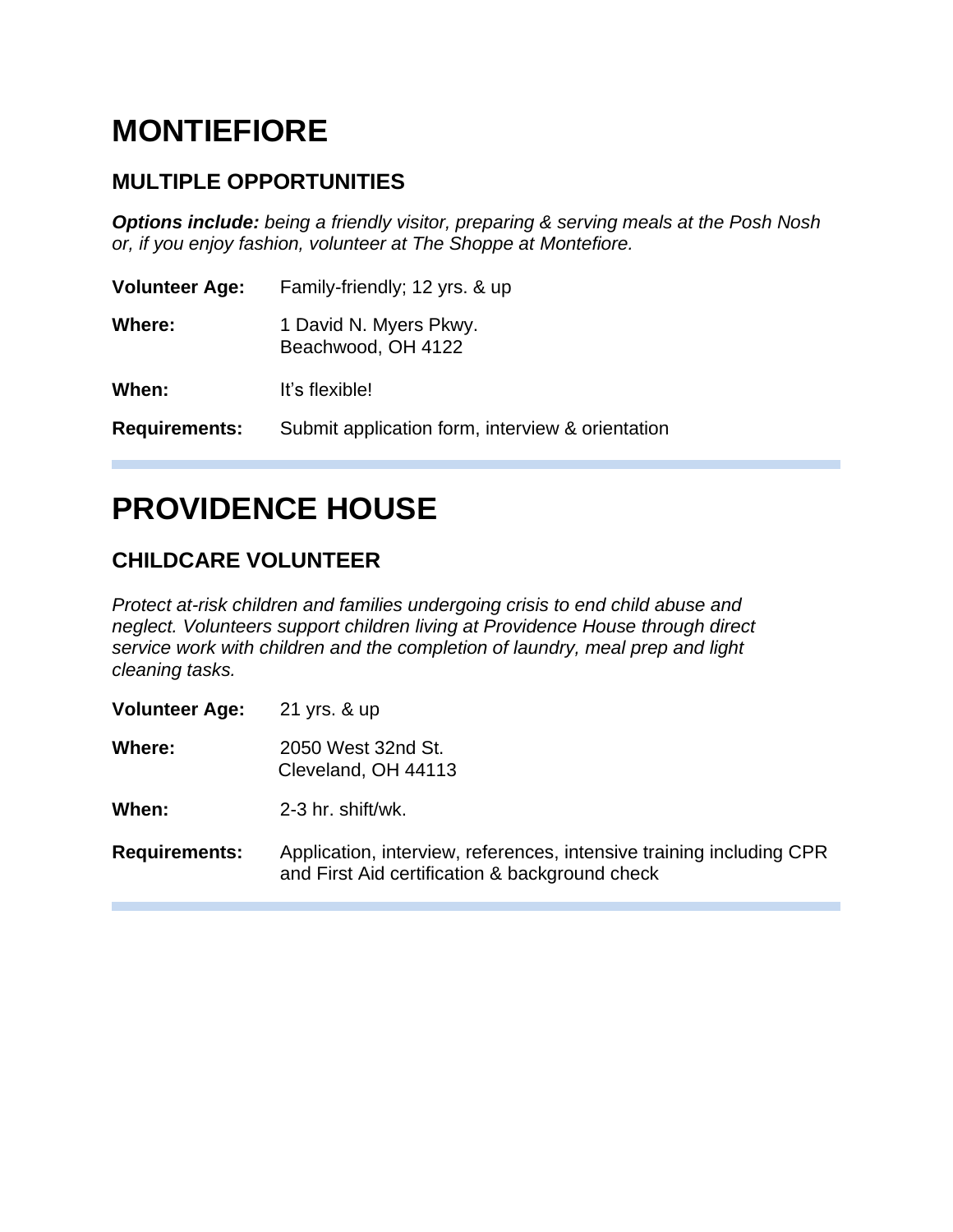# MONTIEFIORE

## MULTIPLE OPPORTUNITIES

***Options include:*** *being a friendly visitor, preparing & serving meals at the Posh Nosh or, if you enjoy fashion, volunteer at The Shoppe at Montefiore.*

**Volunteer Age:** Family-friendly; 12 yrs. & up

**Where:** 1 David N. Myers Pkwy.
Beachwood, OH 4122

**When:** It's flexible!

**Requirements:** Submit application form, interview & orientation

---

# PROVIDENCE HOUSE

## CHILDCARE VOLUNTEER

*Protect at-risk children and families undergoing crisis to end child abuse and neglect. Volunteers support children living at Providence House through direct service work with children and the completion of laundry, meal prep and light cleaning tasks.*

**Volunteer Age:** 21 yrs. & up

**Where:** 2050 West 32nd St.
Cleveland, OH 44113

**When:** 2-3 hr. shift/wk.

**Requirements:** Application, interview, references, intensive training including CPR and First Aid certification & background check

---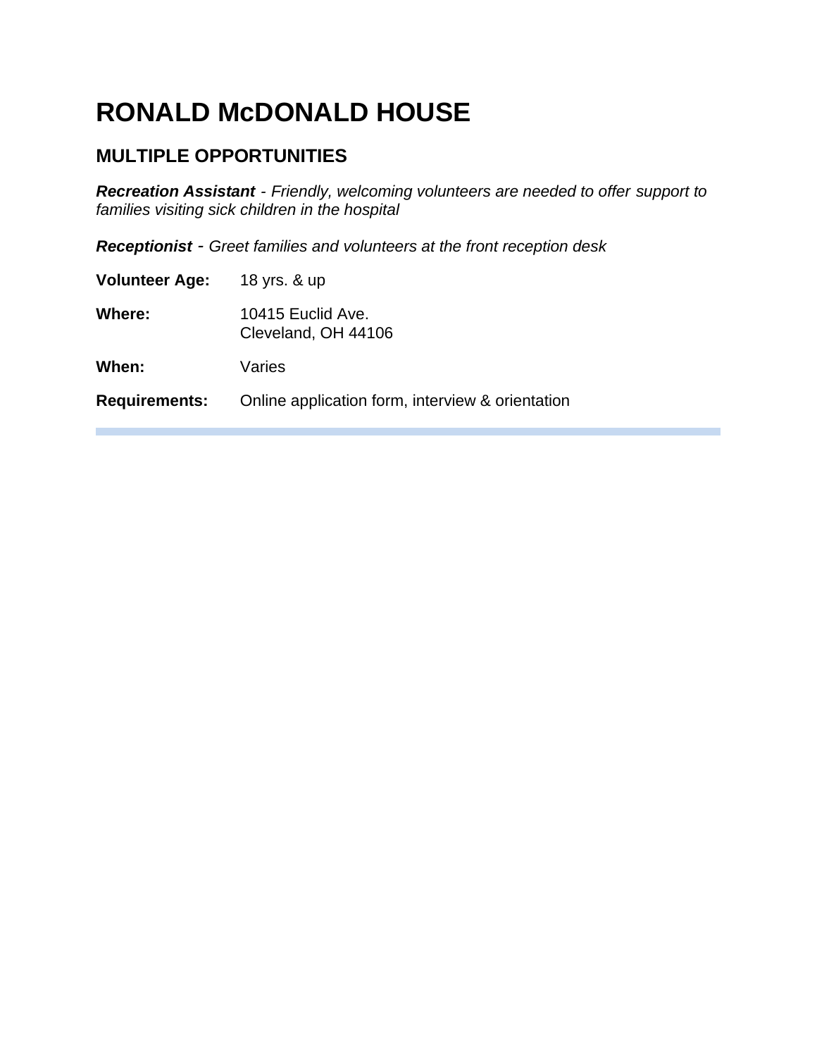# RONALD McDONALD HOUSE

## MULTIPLE OPPORTUNITIES

***Recreation Assistant*** *- Friendly, welcoming volunteers are needed to offer support to families visiting sick children in the hospital*

***Receptionist*** *- Greet families and volunteers at the front reception desk*

**Volunteer Age:** 18 yrs. & up

**Where:** 10415 Euclid Ave.
Cleveland, OH 44106

**When:** Varies

**Requirements:** Online application form, interview & orientation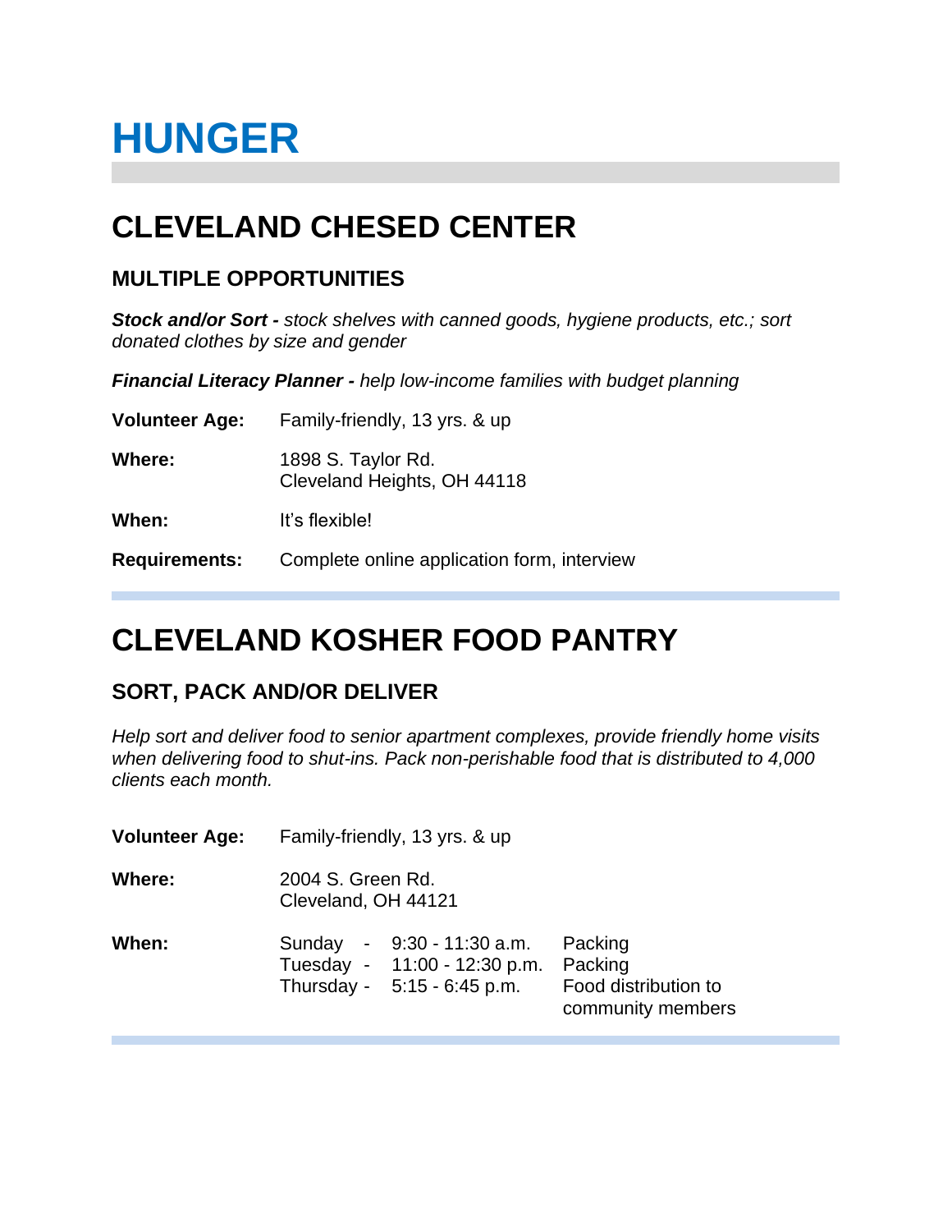# HUNGER

## CLEVELAND CHESED CENTER

### MULTIPLE OPPORTUNITIES

***Stock and/or Sort -*** *stock shelves with canned goods, hygiene products, etc.; sort donated clothes by size and gender*

***Financial Literacy Planner -*** *help low-income families with budget planning*

**Volunteer Age:** Family-friendly, 13 yrs. & up

**Where:** 1898 S. Taylor Rd.
Cleveland Heights, OH 44118

**When:** It's flexible!

**Requirements:** Complete online application form, interview

## CLEVELAND KOSHER FOOD PANTRY

### SORT, PACK AND/OR DELIVER

*Help sort and deliver food to senior apartment complexes, provide friendly home visits when delivering food to shut-ins. Pack non-perishable food that is distributed to 4,000 clients each month.*

**Volunteer Age:** Family-friendly, 13 yrs. & up

**Where:** 2004 S. Green Rd.
Cleveland, OH 44121

**When:**

| Day | Time | Activity |
|---|---|---|
| Sunday | 9:30 - 11:30 a.m. | Packing |
| Tuesday | 11:00 - 12:30 p.m. | Packing |
| Thursday | 5:15 - 6:45 p.m. | Food distribution to community members |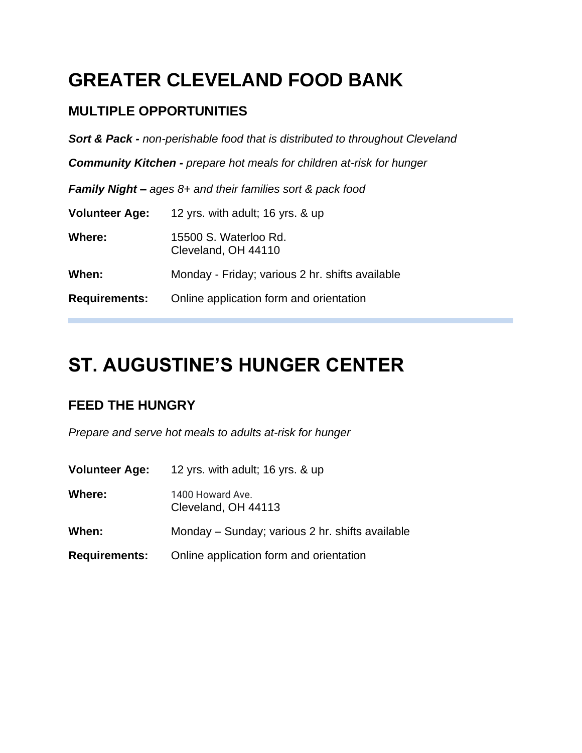# GREATER CLEVELAND FOOD BANK

## MULTIPLE OPPORTUNITIES

***Sort & Pack -*** *non-perishable food that is distributed to throughout Cleveland*

***Community Kitchen -*** *prepare hot meals for children at-risk for hunger*

***Family Night –*** *ages 8+ and their families sort & pack food*

**Volunteer Age:** 12 yrs. with adult; 16 yrs. & up

**Where:** 15500 S. Waterloo Rd.
Cleveland, OH 44110

**When:** Monday - Friday; various 2 hr. shifts available

**Requirements:** Online application form and orientation

---

# ST. AUGUSTINE'S HUNGER CENTER

## FEED THE HUNGRY

*Prepare and serve hot meals to adults at-risk for hunger*

**Volunteer Age:** 12 yrs. with adult; 16 yrs. & up

**Where:** 1400 Howard Ave.
Cleveland, OH 44113

**When:** Monday – Sunday; various 2 hr. shifts available

**Requirements:** Online application form and orientation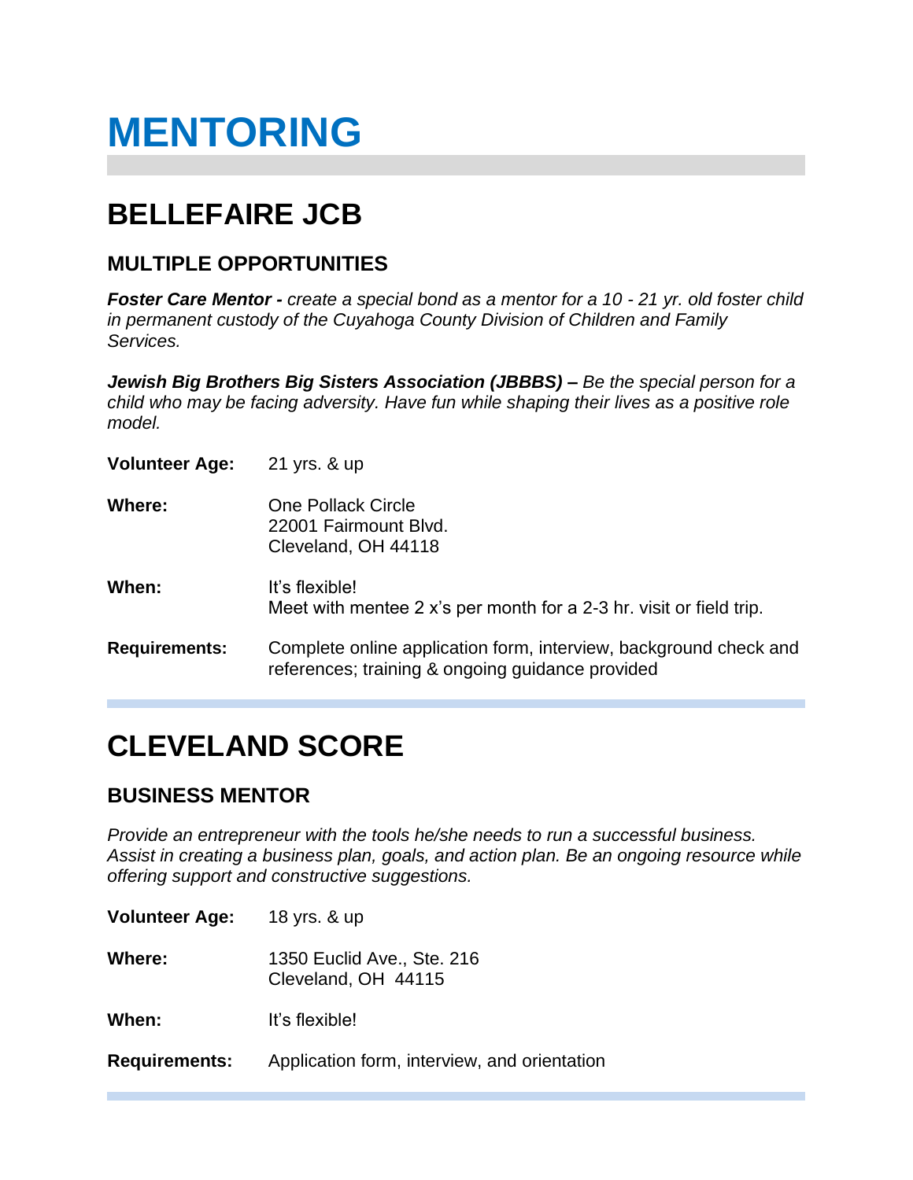# MENTORING

## BELLEFAIRE JCB

### MULTIPLE OPPORTUNITIES

***Foster Care Mentor -** create a special bond as a mentor for a 10 - 21 yr. old foster child in permanent custody of the Cuyahoga County Division of Children and Family Services.*

***Jewish Big Brothers Big Sisters Association (JBBBS) –** Be the special person for a child who may be facing adversity. Have fun while shaping their lives as a positive role model.*

**Volunteer Age:** 21 yrs. & up

**Where:** One Pollack Circle
22001 Fairmount Blvd.
Cleveland, OH 44118

**When:** It's flexible!
Meet with mentee 2 x's per month for a 2-3 hr. visit or field trip.

**Requirements:** Complete online application form, interview, background check and references; training & ongoing guidance provided

## CLEVELAND SCORE

### BUSINESS MENTOR

*Provide an entrepreneur with the tools he/she needs to run a successful business. Assist in creating a business plan, goals, and action plan. Be an ongoing resource while offering support and constructive suggestions.*

**Volunteer Age:** 18 yrs. & up

**Where:** 1350 Euclid Ave., Ste. 216
Cleveland, OH 44115

**When:** It's flexible!

**Requirements:** Application form, interview, and orientation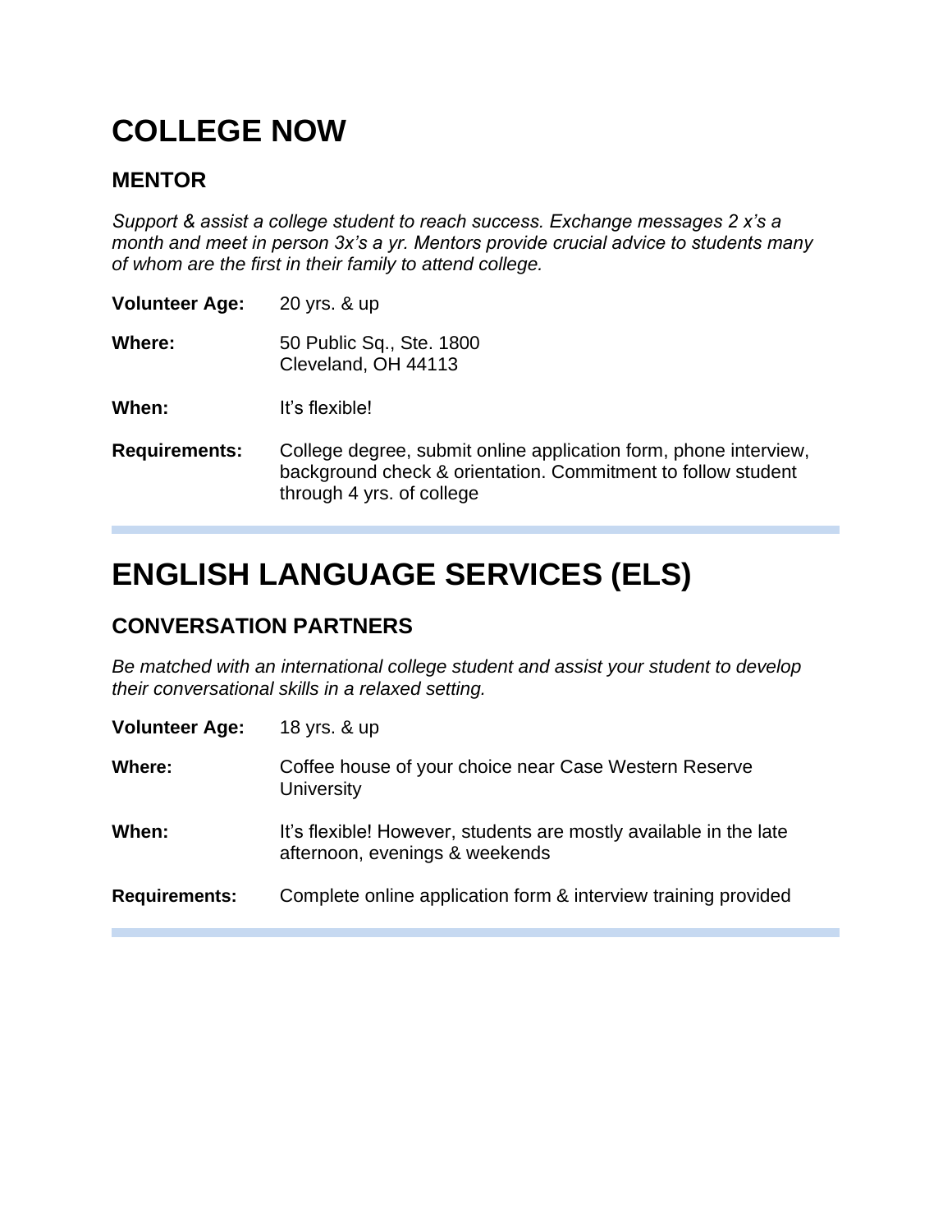# COLLEGE NOW

## MENTOR

*Support & assist a college student to reach success. Exchange messages 2 x's a month and meet in person 3x's a yr. Mentors provide crucial advice to students many of whom are the first in their family to attend college.*

**Volunteer Age:** 20 yrs. & up

**Where:** 50 Public Sq., Ste. 1800
Cleveland, OH 44113

**When:** It's flexible!

**Requirements:** College degree, submit online application form, phone interview, background check & orientation. Commitment to follow student through 4 yrs. of college

---

# ENGLISH LANGUAGE SERVICES (ELS)

## CONVERSATION PARTNERS

*Be matched with an international college student and assist your student to develop their conversational skills in a relaxed setting.*

**Volunteer Age:** 18 yrs. & up

**Where:** Coffee house of your choice near Case Western Reserve University

**When:** It's flexible! However, students are mostly available in the late afternoon, evenings & weekends

**Requirements:** Complete online application form & interview training provided

---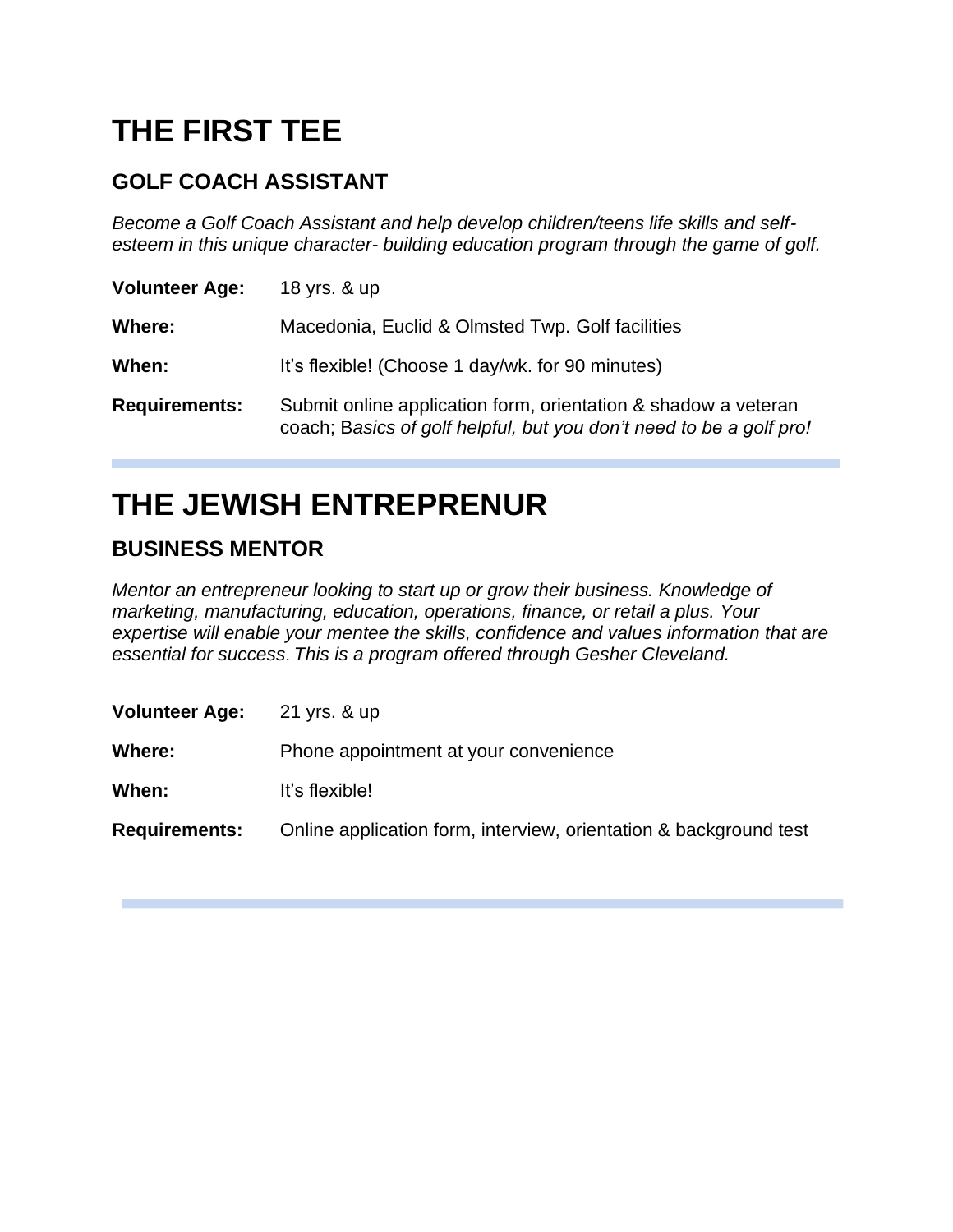# THE FIRST TEE

## GOLF COACH ASSISTANT

*Become a Golf Coach Assistant and help develop children/teens life skills and self-esteem in this unique character- building education program through the game of golf.*

**Volunteer Age:** 18 yrs. & up

**Where:** Macedonia, Euclid & Olmsted Twp. Golf facilities

**When:** It's flexible! (Choose 1 day/wk. for 90 minutes)

**Requirements:** Submit online application form, orientation & shadow a veteran coach; B*asics of golf helpful, but you don't need to be a golf pro!*

---

# THE JEWISH ENTREPRENUR

## BUSINESS MENTOR

*Mentor an entrepreneur looking to start up or grow their business. Knowledge of marketing, manufacturing, education, operations, finance, or retail a plus. Your expertise will enable your mentee the skills, confidence and values information that are essential for success*. *This is a program offered through Gesher Cleveland.*

**Volunteer Age:** 21 yrs. & up

**Where:** Phone appointment at your convenience

**When:** It's flexible!

**Requirements:** Online application form, interview, orientation & background test

---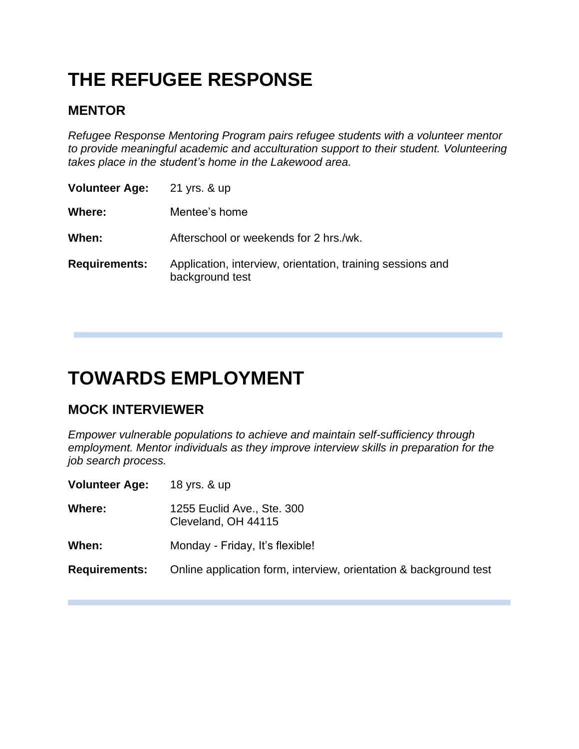# THE REFUGEE RESPONSE

## MENTOR

*Refugee Response Mentoring Program pairs refugee students with a volunteer mentor to provide meaningful academic and acculturation support to their student. Volunteering takes place in the student's home in the Lakewood area.*

**Volunteer Age:** 21 yrs. & up

**Where:** Mentee's home

**When:** Afterschool or weekends for 2 hrs./wk.

**Requirements:** Application, interview, orientation, training sessions and background test

---

# TOWARDS EMPLOYMENT

## MOCK INTERVIEWER

*Empower vulnerable populations to achieve and maintain self-sufficiency through employment. Mentor individuals as they improve interview skills in preparation for the job search process.*

**Volunteer Age:** 18 yrs. & up

**Where:** 1255 Euclid Ave., Ste. 300
Cleveland, OH 44115

**When:** Monday - Friday, It's flexible!

**Requirements:** Online application form, interview, orientation & background test

---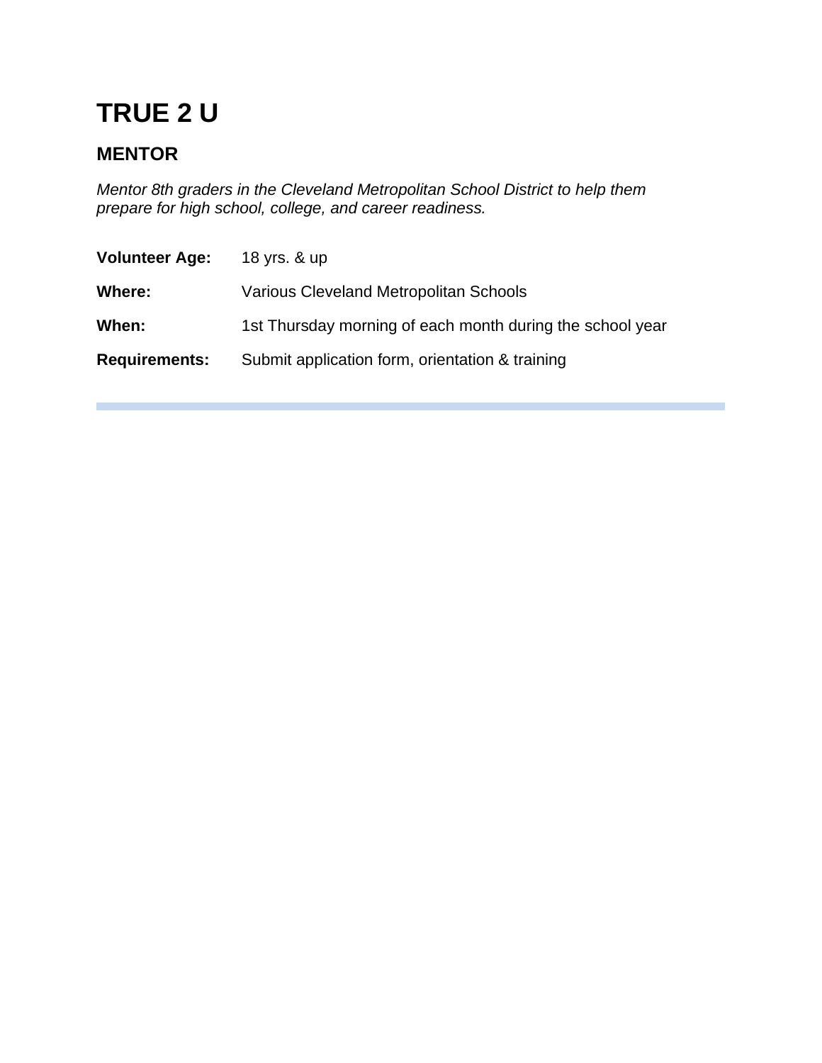# TRUE 2 U

## MENTOR

*Mentor 8th graders in the Cleveland Metropolitan School District to help them prepare for high school, college, and career readiness.*

**Volunteer Age:** 18 yrs. & up

**Where:** Various Cleveland Metropolitan Schools

**When:** 1st Thursday morning of each month during the school year

**Requirements:** Submit application form, orientation & training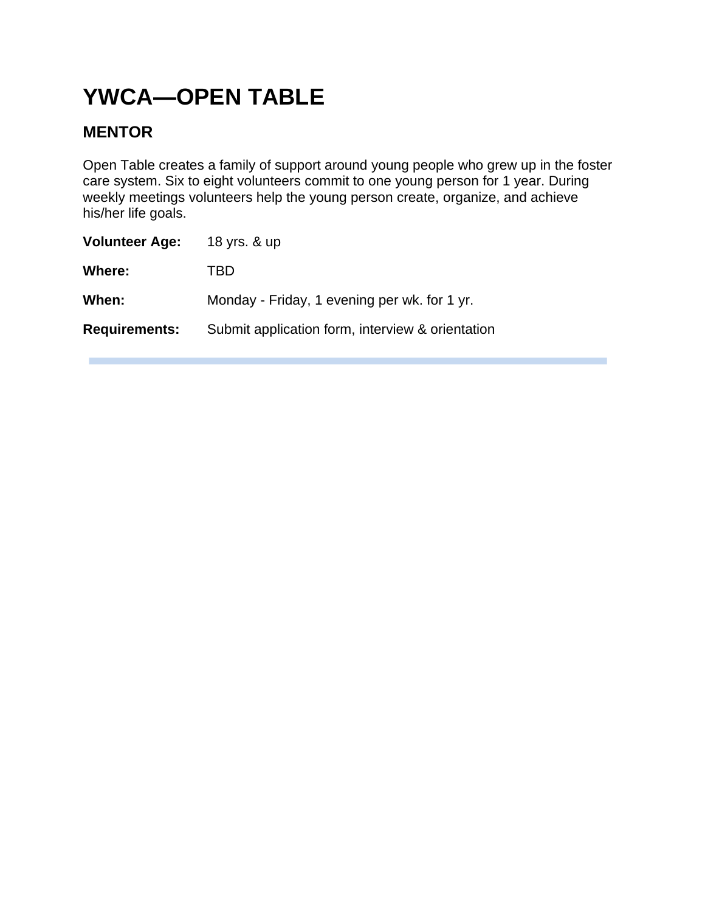# YWCA—OPEN TABLE

## MENTOR

Open Table creates a family of support around young people who grew up in the foster care system. Six to eight volunteers commit to one young person for 1 year. During weekly meetings volunteers help the young person create, organize, and achieve his/her life goals.

**Volunteer Age:** 18 yrs. & up

**Where:** TBD

**When:** Monday - Friday, 1 evening per wk. for 1 yr.

**Requirements:** Submit application form, interview & orientation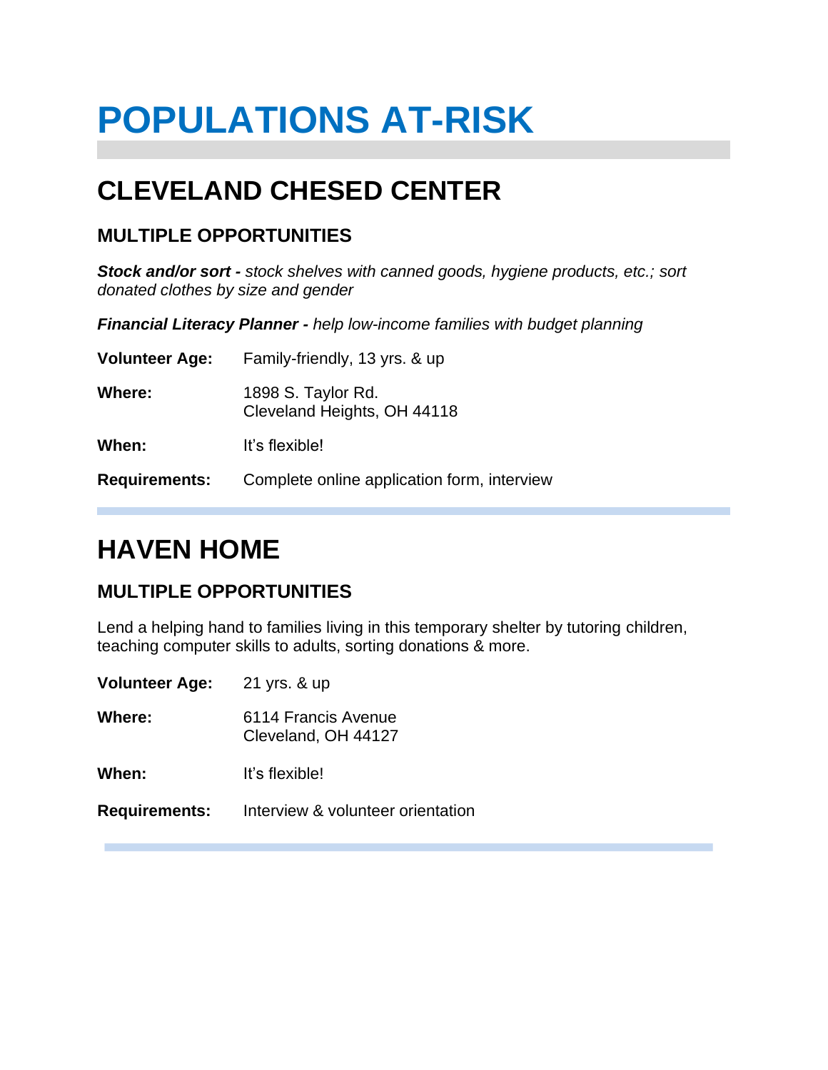# POPULATIONS AT-RISK

## CLEVELAND CHESED CENTER

### MULTIPLE OPPORTUNITIES

***Stock and/or sort -*** *stock shelves with canned goods, hygiene products, etc.; sort donated clothes by size and gender*

***Financial Literacy Planner -*** *help low-income families with budget planning*

**Volunteer Age:** Family-friendly, 13 yrs. & up

**Where:** 1898 S. Taylor Rd.
Cleveland Heights, OH 44118

**When:** It's flexible!

**Requirements:** Complete online application form, interview

## HAVEN HOME

### MULTIPLE OPPORTUNITIES

Lend a helping hand to families living in this temporary shelter by tutoring children, teaching computer skills to adults, sorting donations & more.

**Volunteer Age:** 21 yrs. & up

**Where:** 6114 Francis Avenue
Cleveland, OH 44127

**When:** It's flexible!

**Requirements:** Interview & volunteer orientation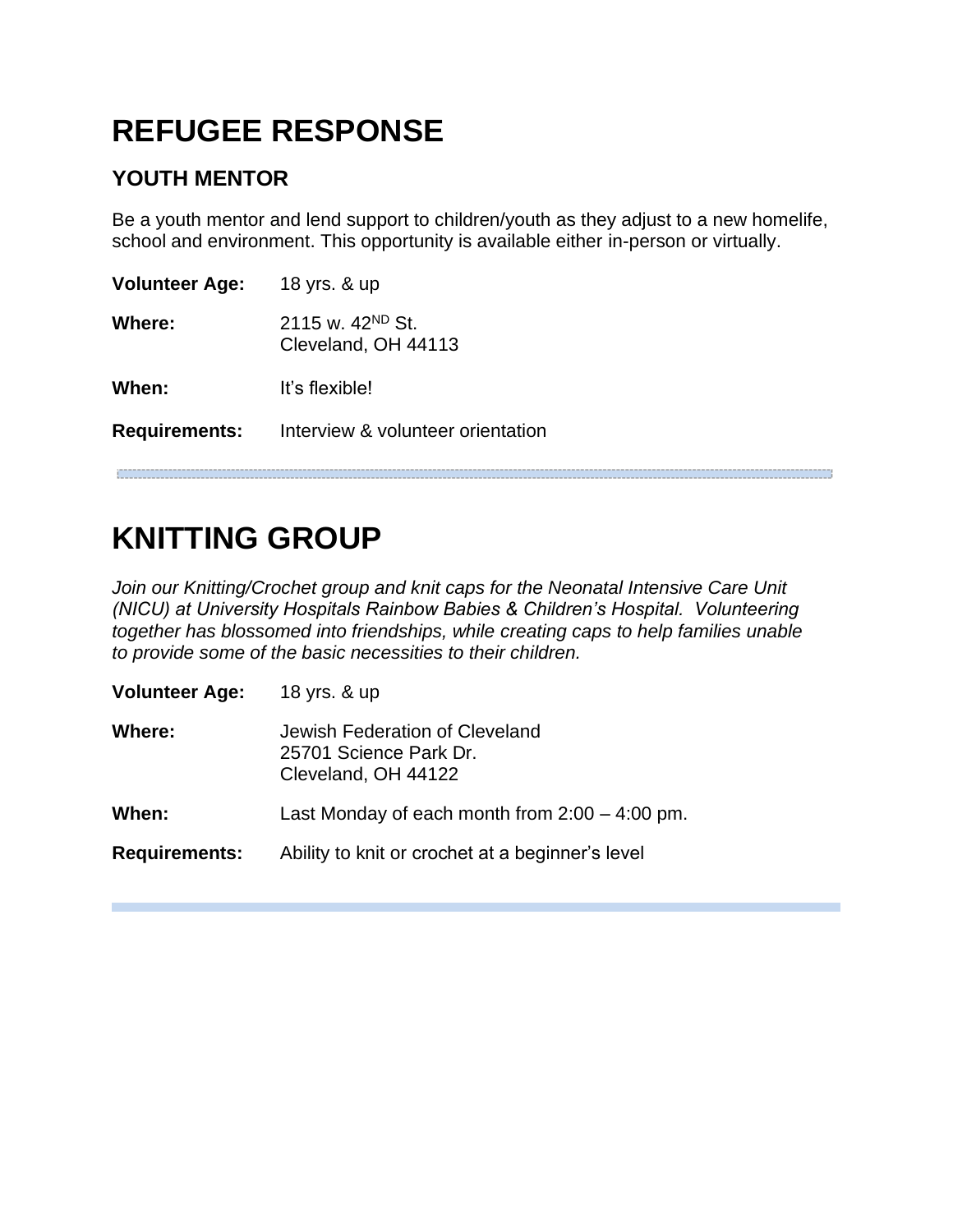# REFUGEE RESPONSE

## YOUTH MENTOR

Be a youth mentor and lend support to children/youth as they adjust to a new homelife, school and environment. This opportunity is available either in-person or virtually.

**Volunteer Age:** 18 yrs. & up

**Where:** 2115 w. 42[ND] St.
Cleveland, OH 44113

**When:** It's flexible!

**Requirements:** Interview & volunteer orientation

---

# KNITTING GROUP

*Join our Knitting/Crochet group and knit caps for the Neonatal Intensive Care Unit (NICU) at University Hospitals Rainbow Babies & Children's Hospital. Volunteering together has blossomed into friendships, while creating caps to help families unable to provide some of the basic necessities to their children.*

**Volunteer Age:** 18 yrs. & up

**Where:** Jewish Federation of Cleveland
25701 Science Park Dr.
Cleveland, OH 44122

**When:** Last Monday of each month from 2:00 – 4:00 pm.

**Requirements:** Ability to knit or crochet at a beginner's level

---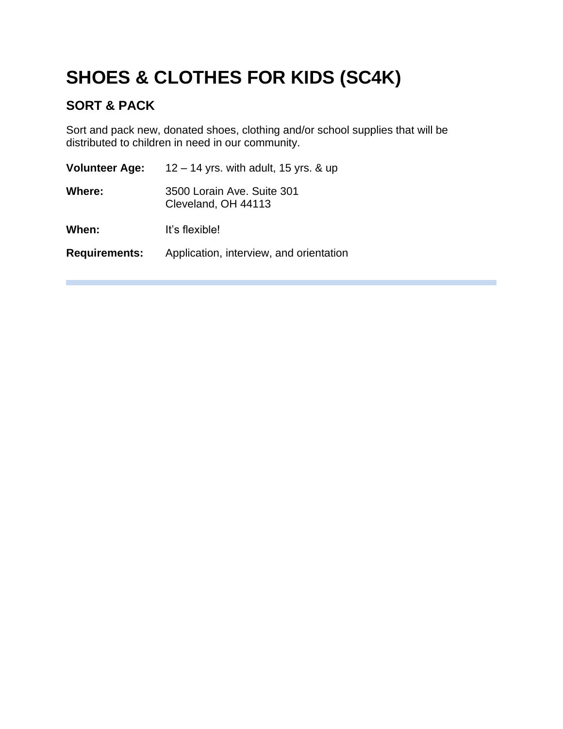# SHOES & CLOTHES FOR KIDS (SC4K)

## SORT & PACK

Sort and pack new, donated shoes, clothing and/or school supplies that will be distributed to children in need in our community.

**Volunteer Age:** 12 – 14 yrs. with adult, 15 yrs. & up

**Where:** 3500 Lorain Ave. Suite 301
Cleveland, OH 44113

**When:** It's flexible!

**Requirements:** Application, interview, and orientation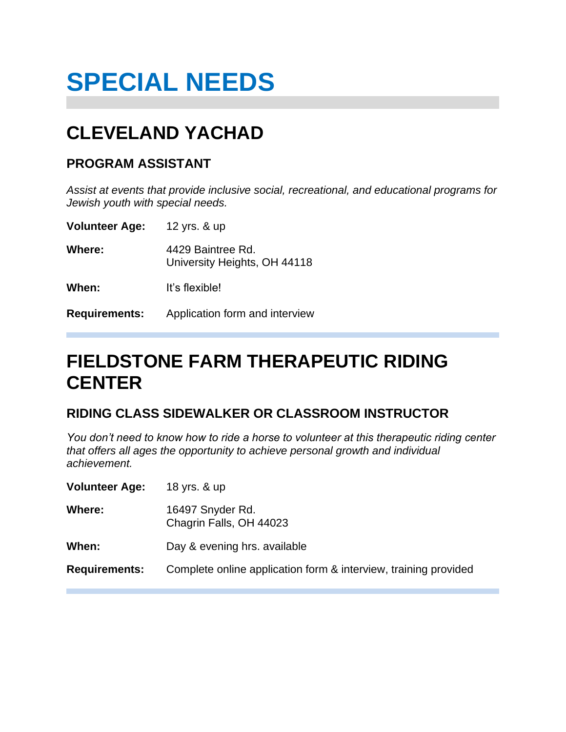# SPECIAL NEEDS

## CLEVELAND YACHAD

### PROGRAM ASSISTANT

*Assist at events that provide inclusive social, recreational, and educational programs for Jewish youth with special needs.*

**Volunteer Age:** 12 yrs. & up

**Where:** 4429 Baintree Rd.
University Heights, OH 44118

**When:** It's flexible!

**Requirements:** Application form and interview

## FIELDSTONE FARM THERAPEUTIC RIDING CENTER

### RIDING CLASS SIDEWALKER OR CLASSROOM INSTRUCTOR

*You don't need to know how to ride a horse to volunteer at this therapeutic riding center that offers all ages the opportunity to achieve personal growth and individual achievement.*

**Volunteer Age:** 18 yrs. & up

**Where:** 16497 Snyder Rd.
Chagrin Falls, OH 44023

**When:** Day & evening hrs. available

**Requirements:** Complete online application form & interview, training provided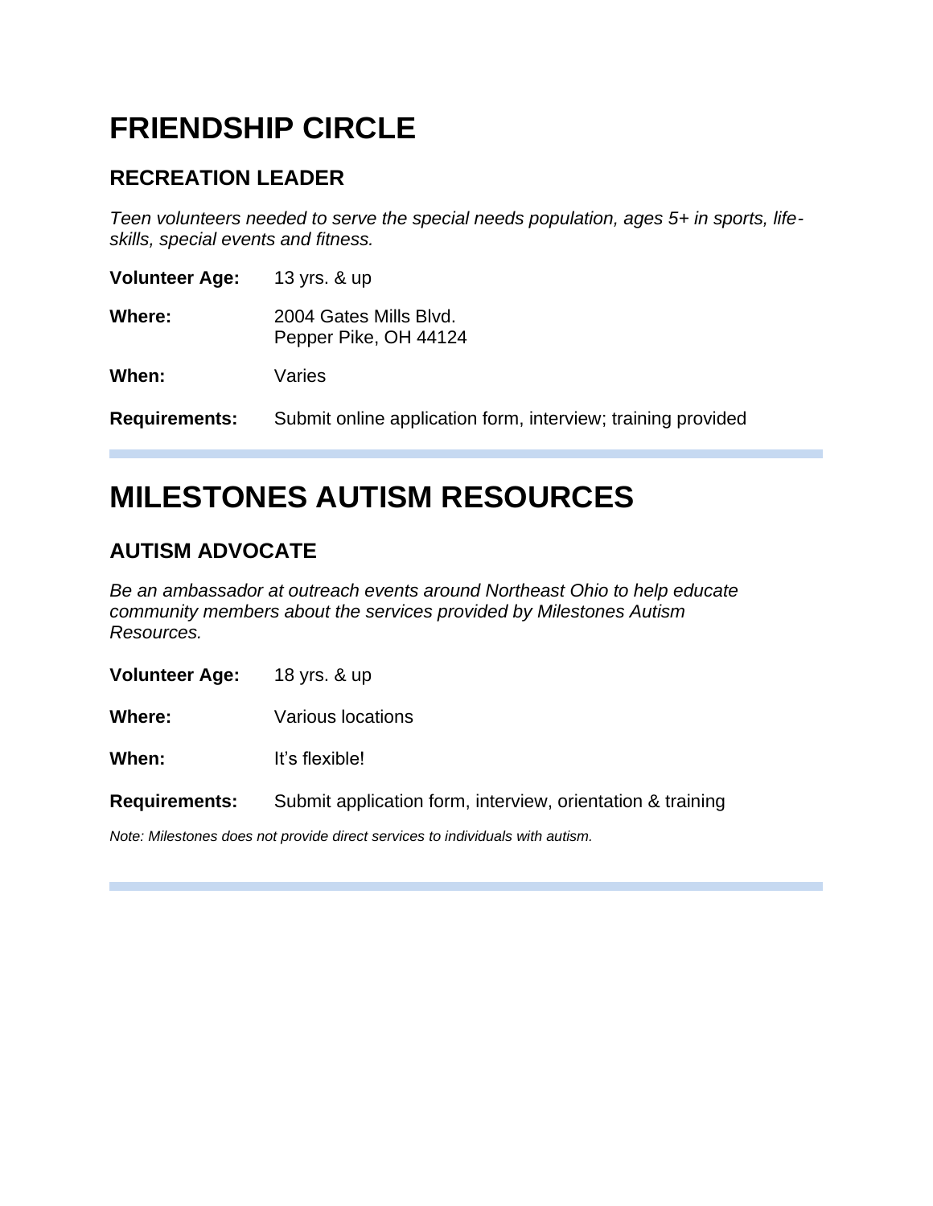# FRIENDSHIP CIRCLE

## RECREATION LEADER

*Teen volunteers needed to serve the special needs population, ages 5+ in sports, life-skills, special events and fitness.*

**Volunteer Age:** 13 yrs. & up

**Where:** 2004 Gates Mills Blvd.
Pepper Pike, OH 44124

**When:** Varies

**Requirements:** Submit online application form, interview; training provided

# MILESTONES AUTISM RESOURCES

## AUTISM ADVOCATE

*Be an ambassador at outreach events around Northeast Ohio to help educate community members about the services provided by Milestones Autism Resources.*

**Volunteer Age:** 18 yrs. & up

**Where:** Various locations

**When:** It's flexible!

**Requirements:** Submit application form, interview, orientation & training

*Note: Milestones does not provide direct services to individuals with autism.*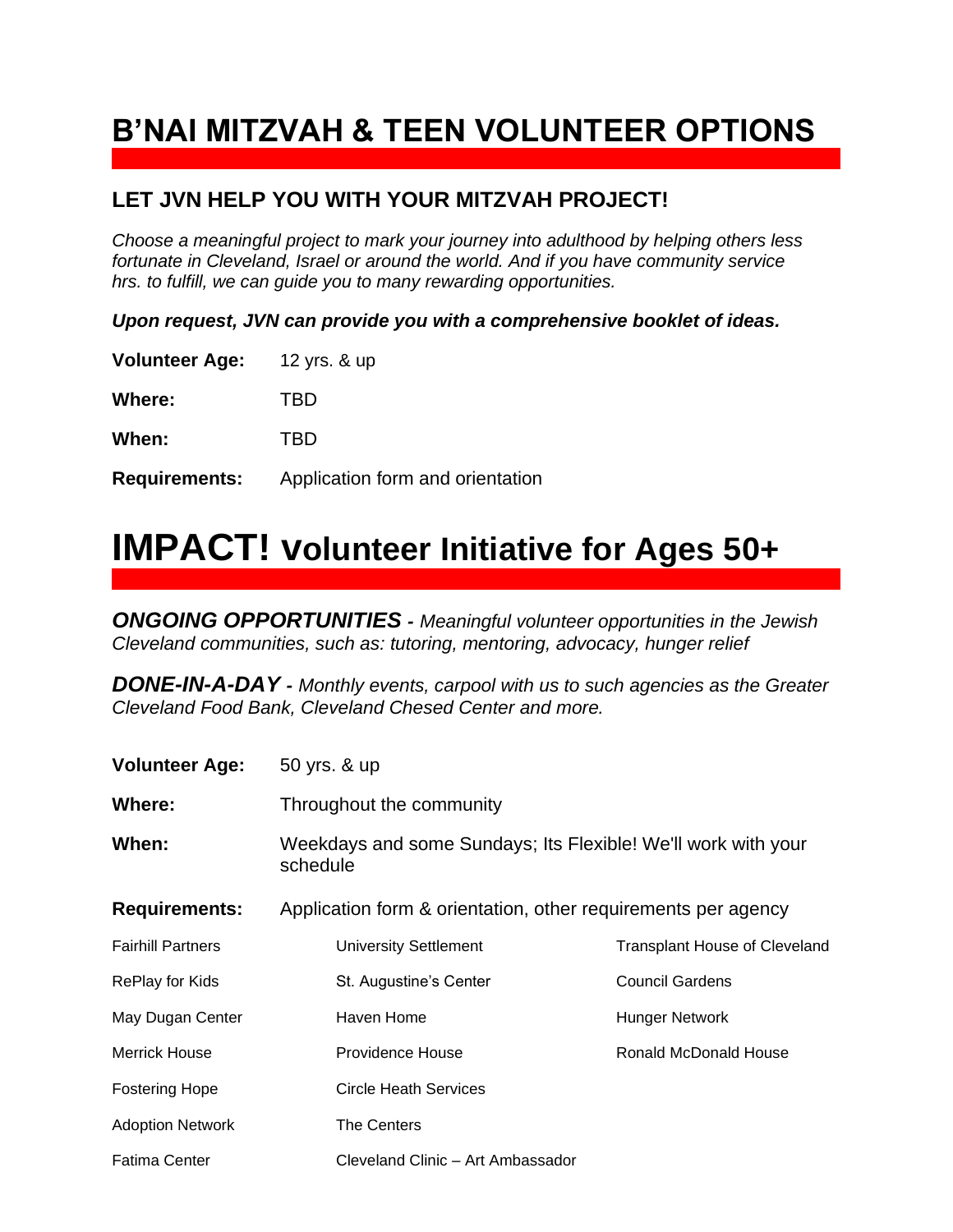# B'NAI MITZVAH & TEEN VOLUNTEER OPTIONS

## LET JVN HELP YOU WITH YOUR MITZVAH PROJECT!

*Choose a meaningful project to mark your journey into adulthood by helping others less fortunate in Cleveland, Israel or around the world. And if you have community service hrs. to fulfill, we can guide you to many rewarding opportunities.*

***Upon request, JVN can provide you with a comprehensive booklet of ideas.***

**Volunteer Age:** 12 yrs. & up

**Where:** TBD

**When:** TBD

**Requirements:** Application form and orientation

# IMPACT! Volunteer Initiative for Ages 50+

***ONGOING OPPORTUNITIES*** *- Meaningful volunteer opportunities in the Jewish Cleveland communities, such as: tutoring, mentoring, advocacy, hunger relief*

***DONE-IN-A-DAY*** *- Monthly events, carpool with us to such agencies as the Greater Cleveland Food Bank, Cleveland Chesed Center and more.*

**Volunteer Age:** 50 yrs. & up

**Where:** Throughout the community

**When:** Weekdays and some Sundays; Its Flexible! We'll work with your schedule

**Requirements:** Application form & orientation, other requirements per agency

| | | |
|---|---|---|
| Fairhill Partners | University Settlement | Transplant House of Cleveland |
| RePlay for Kids | St. Augustine's Center | Council Gardens |
| May Dugan Center | Haven Home | Hunger Network |
| Merrick House | Providence House | Ronald McDonald House |
| Fostering Hope | Circle Heath Services | |
| Adoption Network | The Centers | |
| Fatima Center | Cleveland Clinic – Art Ambassador | |